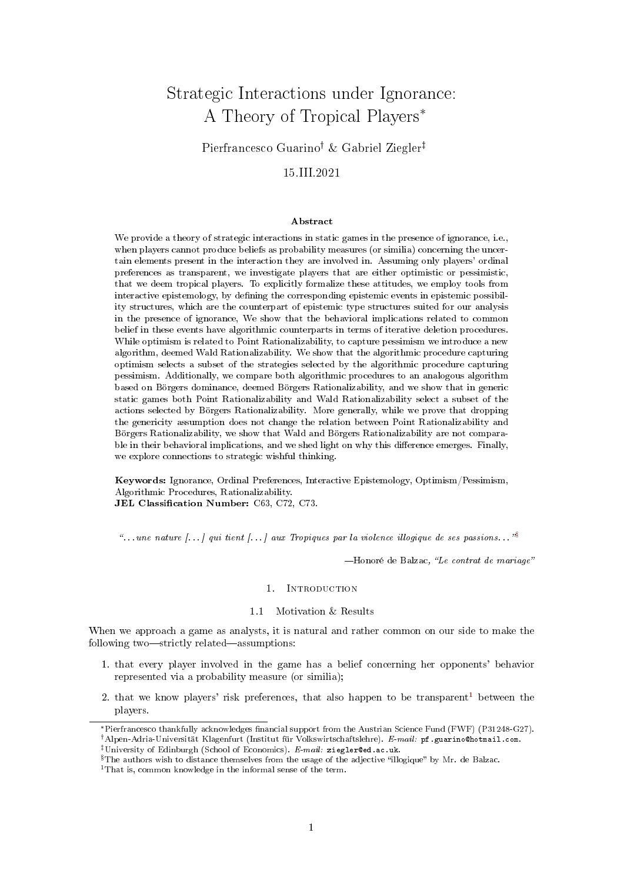# Strategic Interactions under Ignorance: A Theory of Tropical Players*

Pierfrancesco Guarino[†] & Gabriel Ziegler[‡]

15.III.2021

### Abstract

We provide a theory of strategic interactions in static games in the presence of ignorance, i.e., when players cannot produce beliefs as probability measures (or similia) concerning the uncertain elements present in the interaction they are involved in. Assuming only players' ordinal preferences as transparent, we investigate players that are either optimistic or pessimistic, that we deem tropical players. To explicitly formalize these attitudes, we employ tools from interactive epistemology, by defining the corresponding epistemic events in epistemic possibility structures, which are the counterpart of epistemic type structures suited for our analysis in the presence of ignorance, We show that the behavioral implications related to common belief in these events have algorithmic counterparts in terms of iterative deletion procedures. While optimism is related to Point Rationalizability, to capture pessimism we introduce a new algorithm, deemed Wald Rationalizability. We show that the algorithmic procedure capturing optimism selects a subset of the strategies selected by the algorithmic procedure capturing pessimism. Additionally, we compare both algorithmic procedures to an analogous algorithm based on Börgers dominance, deemed Börgers Rationalizability, and we show that in generic static games both Point Rationalizability and Wald Rationalizability select a subset of the actions selected by Börgers Rationalizability. More generally, while we prove that dropping the genericity assumption does not change the relation between Point Rationalizability and Börgers Rationalizability, we show that Wald and Börgers Rationalizability are not comparable in their behavioral implications, and we shed light on why this difference emerges. Finally, we explore connections to strategic wishful thinking.

**Keywords:** Ignorance, Ordinal Preferences, Interactive Epistemology, Optimism/Pessimism, Algorithmic Procedures, Rationalizability.
**JEL Classification Number:** C63, C72, C73.

> "*. . . une nature [. . . ] qui tient [. . . ] aux Tropiques par la violence illogique de ses passions. . .*"[§]
>
> —Honoré de Balzac, *"Le contrat de mariage"*

## 1. Introduction

### 1.1 Motivation & Results

When we approach a game as analysts, it is natural and rather common on our side to make the following two—strictly related—assumptions:

1. that every player involved in the game has a belief concerning her opponents' behavior represented via a probability measure (or similia);
2. that we know players' risk preferences, that also happen to be transparent[1] between the players.

---

*Pierfrancesco thankfully acknowledges financial support from the Austrian Science Fund (FWF) (P31248-G27).
[†]Alpen-Adria-Universität Klagenfurt (Institut für Volkswirtschaftslehre). *E-mail:* pf.guarino@hotmail.com.
[‡]University of Edinburgh (School of Economics). *E-mail:* ziegler@ed.ac.uk.
[§]The authors wish to distance themselves from the usage of the adjective "illogique" by Mr. de Balzac.
[1]That is, common knowledge in the informal sense of the term.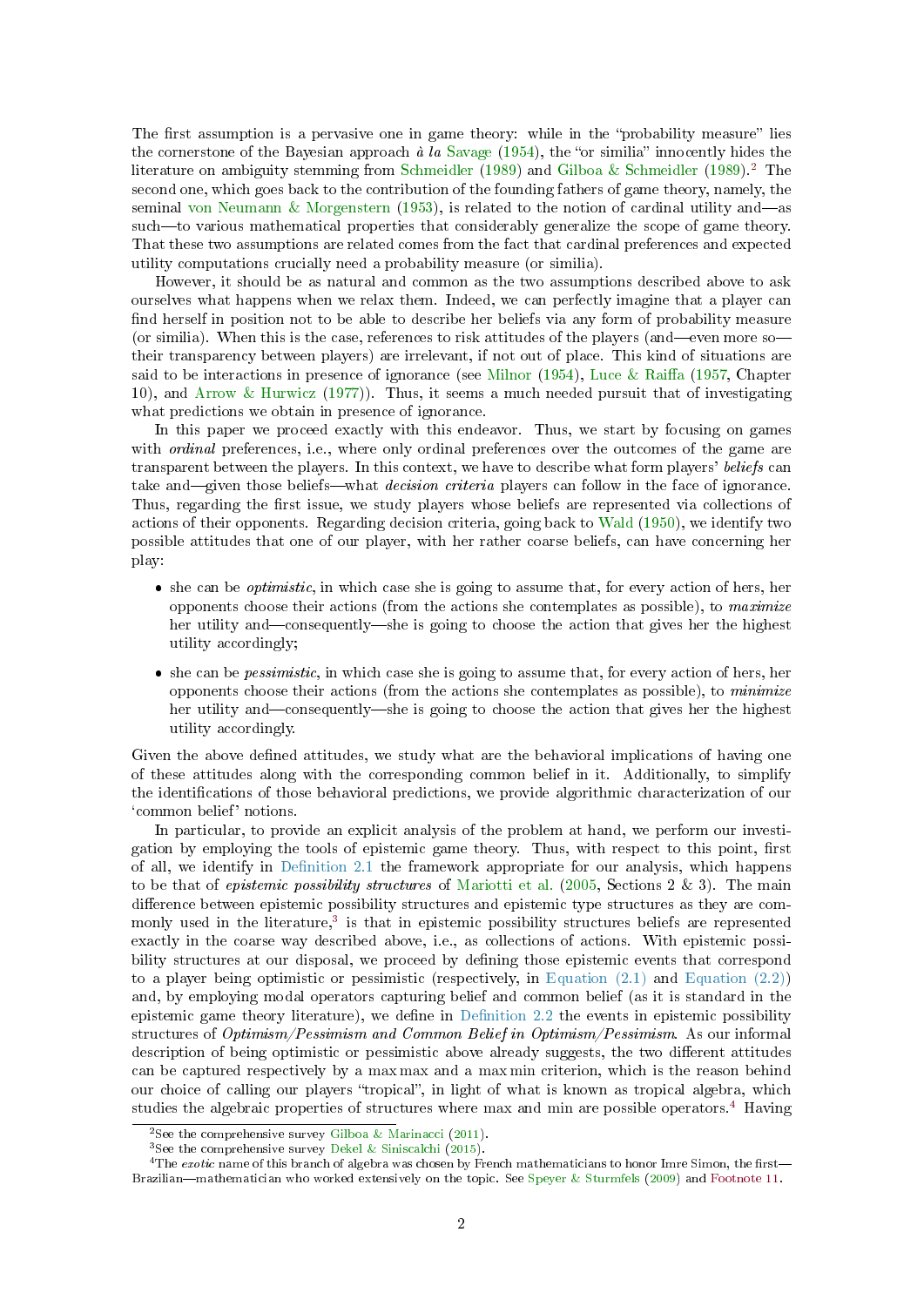The first assumption is a pervasive one in game theory: while in the "probability measure" lies the cornerstone of the Bayesian approach *à la* Savage (1954), the "or similia" innocently hides the literature on ambiguity stemming from Schmeidler (1989) and Gilboa & Schmeidler (1989).[2] The second one, which goes back to the contribution of the founding fathers of game theory, namely, the seminal von Neumann & Morgenstern (1953), is related to the notion of cardinal utility and—as such—to various mathematical properties that considerably generalize the scope of game theory. That these two assumptions are related comes from the fact that cardinal preferences and expected utility computations crucially need a probability measure (or similia).

However, it should be as natural and common as the two assumptions described above to ask ourselves what happens when we relax them. Indeed, we can perfectly imagine that a player can find herself in position not to be able to describe her beliefs via any form of probability measure (or similia). When this is the case, references to risk attitudes of the players (and—even more so—their transparency between players) are irrelevant, if not out of place. This kind of situations are said to be interactions in presence of ignorance (see Milnor (1954), Luce & Raiffa (1957, Chapter 10), and Arrow & Hurwicz (1977)). Thus, it seems a much needed pursuit that of investigating what predictions we obtain in presence of ignorance.

In this paper we proceed exactly with this endeavor. Thus, we start by focusing on games with *ordinal* preferences, i.e., where only ordinal preferences over the outcomes of the game are transparent between the players. In this context, we have to describe what form players' *beliefs* can take and—given those beliefs—what *decision criteria* players can follow in the face of ignorance. Thus, regarding the first issue, we study players whose beliefs are represented via collections of actions of their opponents. Regarding decision criteria, going back to Wald (1950), we identify two possible attitudes that one of our player, with her rather coarse beliefs, can have concerning her play:

- she can be *optimistic*, in which case she is going to assume that, for every action of hers, her opponents choose their actions (from the actions she contemplates as possible), to *maximize* her utility and—consequently—she is going to choose the action that gives her the highest utility accordingly;
- she can be *pessimistic*, in which case she is going to assume that, for every action of hers, her opponents choose their actions (from the actions she contemplates as possible), to *minimize* her utility and—consequently—she is going to choose the action that gives her the highest utility accordingly.

Given the above defined attitudes, we study what are the behavioral implications of having one of these attitudes along with the corresponding common belief in it. Additionally, to simplify the identifications of those behavioral predictions, we provide algorithmic characterization of our 'common belief' notions.

In particular, to provide an explicit analysis of the problem at hand, we perform our investigation by employing the tools of epistemic game theory. Thus, with respect to this point, first of all, we identify in Definition 2.1 the framework appropriate for our analysis, which happens to be that of *epistemic possibility structures* of Mariotti et al. (2005, Sections 2 & 3). The main difference between epistemic possibility structures and epistemic type structures as they are commonly used in the literature,[3] is that in epistemic possibility structures beliefs are represented exactly in the coarse way described above, i.e., as collections of actions. With epistemic possibility structures at our disposal, we proceed by defining those epistemic events that correspond to a player being optimistic or pessimistic (respectively, in Equation (2.1) and Equation (2.2)) and, by employing modal operators capturing belief and common belief (as it is standard in the epistemic game theory literature), we define in Definition 2.2 the events in epistemic possibility structures of *Optimism/Pessimism and Common Belief in Optimism/Pessimism*. As our informal description of being optimistic or pessimistic above already suggests, the two different attitudes can be captured respectively by a max max and a max min criterion, which is the reason behind our choice of calling our players "tropical", in light of what is known as tropical algebra, which studies the algebraic properties of structures where max and min are possible operators.[4] Having

[2] See the comprehensive survey Gilboa & Marinacci (2011).

[3] See the comprehensive survey Dekel & Siniscalchi (2015).

[4] The *exotic* name of this branch of algebra was chosen by French mathematicians to honor Imre Simon, the first—Brazilian—mathematician who worked extensively on the topic. See Speyer & Sturmfels (2009) and Footnote 11.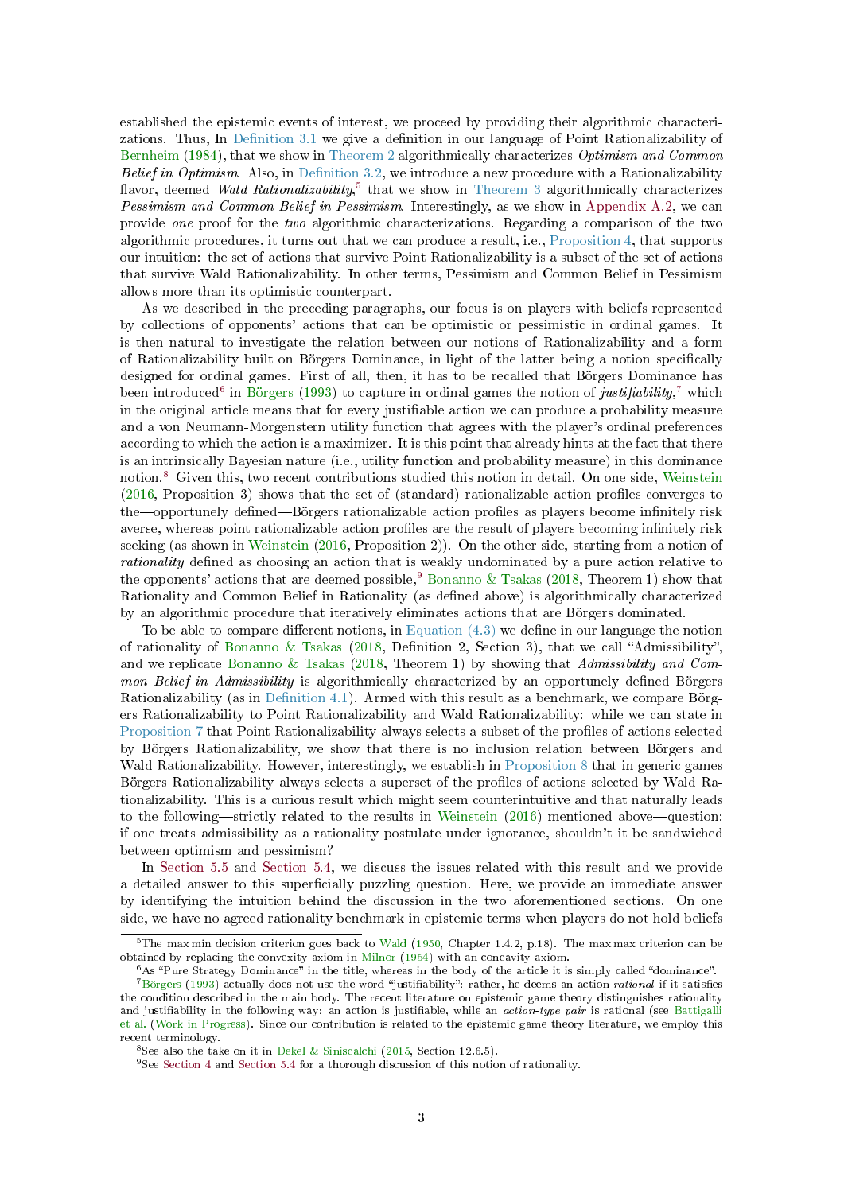established the epistemic events of interest, we proceed by providing their algorithmic characterizations. Thus, In Definition 3.1 we give a definition in our language of Point Rationalizability of Bernheim (1984), that we show in Theorem 2 algorithmically characterizes *Optimism and Common Belief in Optimism*. Also, in Definition 3.2, we introduce a new procedure with a Rationalizability flavor, deemed *Wald Rationalizability*,[5] that we show in Theorem 3 algorithmically characterizes *Pessimism and Common Belief in Pessimism*. Interestingly, as we show in Appendix A.2, we can provide *one* proof for the *two* algorithmic characterizations. Regarding a comparison of the two algorithmic procedures, it turns out that we can produce a result, i.e., Proposition 4, that supports our intuition: the set of actions that survive Point Rationalizability is a subset of the set of actions that survive Wald Rationalizability. In other terms, Pessimism and Common Belief in Pessimism allows more than its optimistic counterpart.

As we described in the preceding paragraphs, our focus is on players with beliefs represented by collections of opponents' actions that can be optimistic or pessimistic in ordinal games. It is then natural to investigate the relation between our notions of Rationalizability and a form of Rationalizability built on Börgers Dominance, in light of the latter being a notion specifically designed for ordinal games. First of all, then, it has to be recalled that Börgers Dominance has been introduced[6] in Börgers (1993) to capture in ordinal games the notion of *justifiability*,[7] which in the original article means that for every justifiable action we can produce a probability measure and a von Neumann-Morgenstern utility function that agrees with the player's ordinal preferences according to which the action is a maximizer. It is this point that already hints at the fact that there is an intrinsically Bayesian nature (i.e., utility function and probability measure) in this dominance notion.[8] Given this, two recent contributions studied this notion in detail. On one side, Weinstein (2016, Proposition 3) shows that the set of (standard) rationalizable action profiles converges to the—opportunely defined—Börgers rationalizable action profiles as players become infinitely risk averse, whereas point rationalizable action profiles are the result of players becoming infinitely risk seeking (as shown in Weinstein (2016, Proposition 2)). On the other side, starting from a notion of *rationality* defined as choosing an action that is weakly undominated by a pure action relative to the opponents' actions that are deemed possible,[9] Bonanno & Tsakas (2018, Theorem 1) show that Rationality and Common Belief in Rationality (as defined above) is algorithmically characterized by an algorithmic procedure that iteratively eliminates actions that are Börgers dominated.

To be able to compare different notions, in Equation (4.3) we define in our language the notion of rationality of Bonanno & Tsakas (2018, Definition 2, Section 3), that we call "Admissibility", and we replicate Bonanno & Tsakas (2018, Theorem 1) by showing that *Admissibility and Common Belief in Admissibility* is algorithmically characterized by an opportunely defined Börgers Rationalizability (as in Definition 4.1). Armed with this result as a benchmark, we compare Börgers Rationalizability to Point Rationalizability and Wald Rationalizability: while we can state in Proposition 7 that Point Rationalizability always selects a subset of the profiles of actions selected by Börgers Rationalizability, we show that there is no inclusion relation between Börgers and Wald Rationalizability. However, interestingly, we establish in Proposition 8 that in generic games Börgers Rationalizability always selects a superset of the profiles of actions selected by Wald Rationalizability. This is a curious result which might seem counterintuitive and that naturally leads to the following—strictly related to the results in Weinstein (2016) mentioned above—question: if one treats admissibility as a rationality postulate under ignorance, shouldn't it be sandwiched between optimism and pessimism?

In Section 5.5 and Section 5.4, we discuss the issues related with this result and we provide a detailed answer to this superficially puzzling question. Here, we provide an immediate answer by identifying the intuition behind the discussion in the two aforementioned sections. On one side, we have no agreed rationality benchmark in epistemic terms when players do not hold beliefs

---

[5] The max min decision criterion goes back to Wald (1950, Chapter 1.4.2, p.18). The max max criterion can be obtained by replacing the convexity axiom in Milnor (1954) with an concavity axiom.

[6] As "Pure Strategy Dominance" in the title, whereas in the body of the article it is simply called "dominance".

[7] Börgers (1993) actually does not use the word "justifiability": rather, he deems an action *rational* if it satisfies the condition described in the main body. The recent literature on epistemic game theory distinguishes rationality and justifiability in the following way: an action is justifiable, while an *action-type pair* is rational (see Battigalli et al. (Work in Progress). Since our contribution is related to the epistemic game theory literature, we employ this recent terminology.

[8] See also the take on it in Dekel & Siniscalchi (2015, Section 12.6.5).

[9] See Section 4 and Section 5.4 for a thorough discussion of this notion of rationality.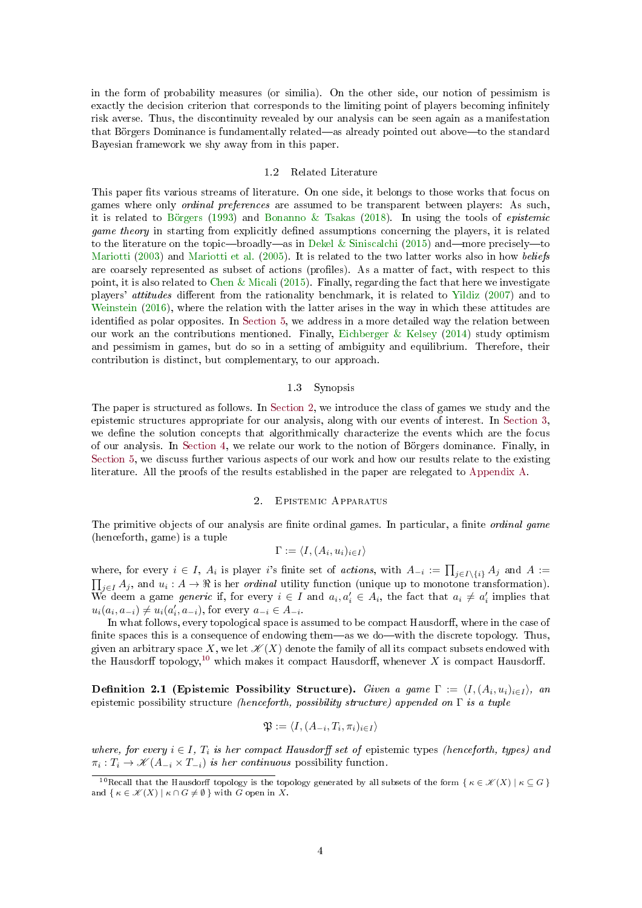in the form of probability measures (or similia). On the other side, our notion of pessimism is exactly the decision criterion that corresponds to the limiting point of players becoming infinitely risk averse. Thus, the discontinuity revealed by our analysis can be seen again as a manifestation that Börgers Dominance is fundamentally related—as already pointed out above—to the standard Bayesian framework we shy away from in this paper.

### 1.2 Related Literature

This paper fits various streams of literature. On one side, it belongs to those works that focus on games where only *ordinal preferences* are assumed to be transparent between players: As such, it is related to Börgers (1993) and Bonanno & Tsakas (2018). In using the tools of *epistemic game theory* in starting from explicitly defined assumptions concerning the players, it is related to the literature on the topic—broadly—as in Dekel & Siniscalchi (2015) and—more precisely—to Mariotti (2003) and Mariotti et al. (2005). It is related to the two latter works also in how *beliefs* are coarsely represented as subset of actions (profiles). As a matter of fact, with respect to this point, it is also related to Chen & Micali (2015). Finally, regarding the fact that here we investigate players' *attitudes* different from the rationality benchmark, it is related to Yildiz (2007) and to Weinstein (2016), where the relation with the latter arises in the way in which these attitudes are identified as polar opposites. In Section 5, we address in a more detailed way the relation between our work an the contributions mentioned. Finally, Eichberger & Kelsey (2014) study optimism and pessimism in games, but do so in a setting of ambiguity and equilibrium. Therefore, their contribution is distinct, but complementary, to our approach.

### 1.3 Synopsis

The paper is structured as follows. In Section 2, we introduce the class of games we study and the epistemic structures appropriate for our analysis, along with our events of interest. In Section 3, we define the solution concepts that algorithmically characterize the events which are the focus of our analysis. In Section 4, we relate our work to the notion of Börgers dominance. Finally, in Section 5, we discuss further various aspects of our work and how our results relate to the existing literature. All the proofs of the results established in the paper are relegated to Appendix A.

## 2. Epistemic Apparatus

The primitive objects of our analysis are finite ordinal games. In particular, a finite *ordinal game* (henceforth, game) is a tuple

$$\Gamma := \langle I, (A_i, u_i)_{i \in I} \rangle$$

where, for every $i \in I$, $A_i$ is player $i$'s finite set of *actions*, with $A_{-i} := \prod_{j \in I \setminus \{i\}} A_j$ and $A := \prod_{j \in I} A_j$, and $u_i : A \to \Re$ is her *ordinal* utility function (unique up to monotone transformation). We deem a game *generic* if, for every $i \in I$ and $a_i, a'_i \in A_i$, the fact that $a_i \neq a'_i$ implies that $u_i(a_i, a_{-i}) \neq u_i(a'_i, a_{-i})$, for every $a_{-i} \in A_{-i}$.

In what follows, every topological space is assumed to be compact Hausdorff, where in the case of finite spaces this is a consequence of endowing them—as we do—with the discrete topology. Thus, given an arbitrary space $X$, we let $\mathscr{K}(X)$ denote the family of all its compact subsets endowed with the Hausdorff topology,[10] which makes it compact Hausdorff, whenever $X$ is compact Hausdorff.

**Definition 2.1 (Epistemic Possibility Structure).** *Given a game $\Gamma := \langle I, (A_i, u_i)_{i \in I} \rangle$, an* epistemic possibility structure *(henceforth, possibility structure) appended on $\Gamma$ is a tuple*

$$\mathfrak{P} := \langle I, (A_{-i}, T_i, \pi_i)_{i \in I} \rangle$$

*where, for every $i \in I$, $T_i$ is her compact Hausdorff set of* epistemic types *(henceforth, types) and $\pi_i : T_i \to \mathscr{K}(A_{-i} \times T_{-i})$ is her continuous* possibility function.

[10] Recall that the Hausdorff topology is the topology generated by all subsets of the form $\{ \kappa \in \mathscr{K}(X) \mid \kappa \subseteq G \}$ and $\{ \kappa \in \mathscr{K}(X) \mid \kappa \cap G \neq \emptyset \}$ with $G$ open in $X$.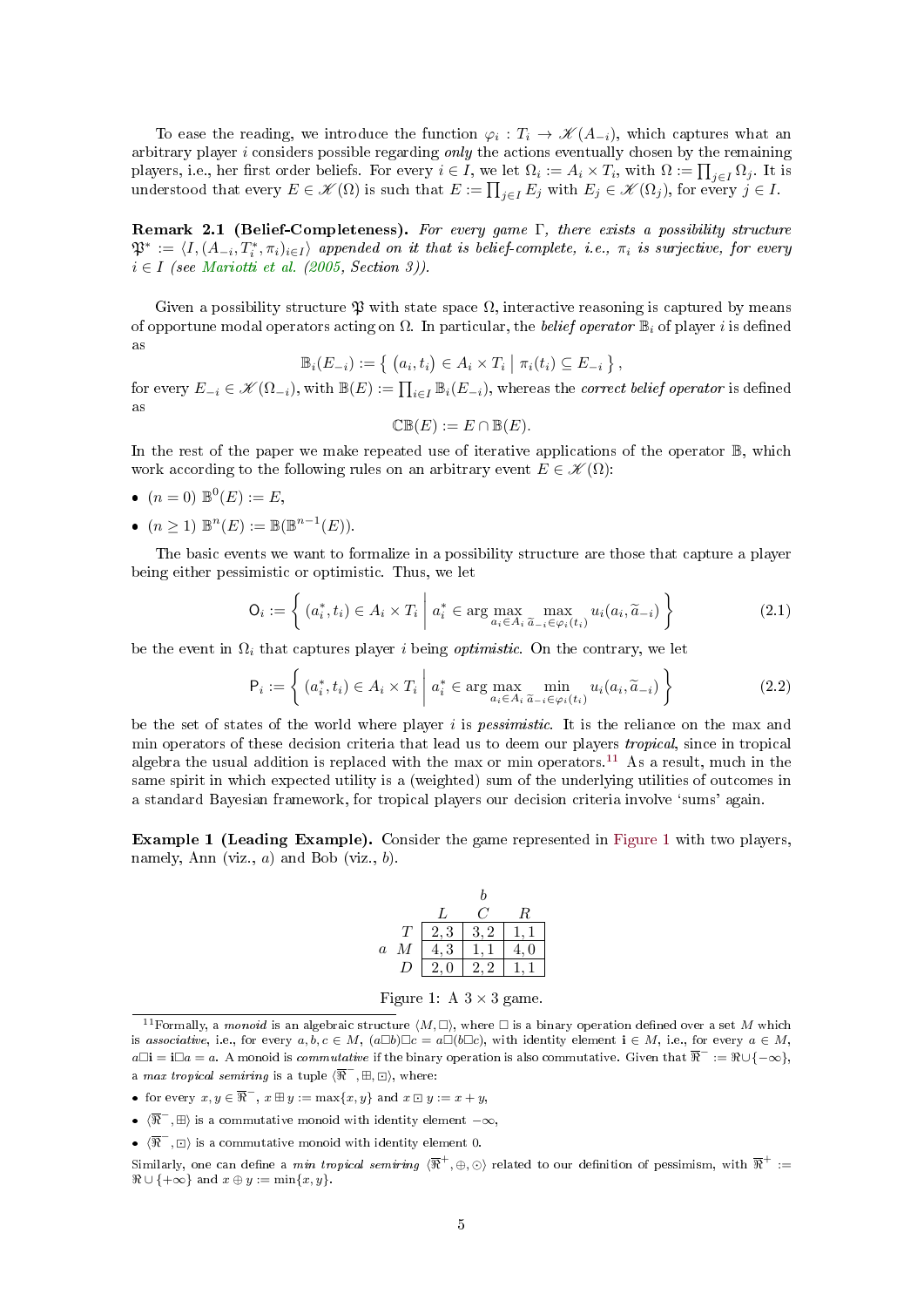To ease the reading, we introduce the function $\varphi_i : T_i \to \mathscr{K}(A_{-i})$, which captures what an arbitrary player $i$ considers possible regarding *only* the actions eventually chosen by the remaining players, i.e., her first order beliefs. For every $i \in I$, we let $\Omega_i := A_i \times T_i$, with $\Omega := \prod_{j \in I} \Omega_j$. It is understood that every $E \in \mathscr{K}(\Omega)$ is such that $E := \prod_{j \in I} E_j$ with $E_j \in \mathscr{K}(\Omega_j)$, for every $j \in I$.

**Remark 2.1 (Belief-Completeness).** *For every game $\Gamma$, there exists a possibility structure $\mathfrak{P}^* := \langle I, (A_{-i}, T_i^*, \pi_i)_{i \in I} \rangle$ appended on it that is belief-complete, i.e., $\pi_i$ is surjective, for every $i \in I$ (see Mariotti et al. (2005, Section 3)).*

Given a possibility structure $\mathfrak{P}$ with state space $\Omega$, interactive reasoning is captured by means of opportune modal operators acting on $\Omega$. In particular, the *belief operator* $\mathbb{B}_i$ of player $i$ is defined as

$$\mathbb{B}_i(E_{-i}) := \left\{ (a_i, t_i) \in A_i \times T_i \mid \pi_i(t_i) \subseteq E_{-i} \right\},$$

for every $E_{-i} \in \mathscr{K}(\Omega_{-i})$, with $\mathbb{B}(E) := \prod_{i \in I} \mathbb{B}_i(E_{-i})$, whereas the *correct belief operator* is defined as

$$\mathbb{CB}(E) := E \cap \mathbb{B}(E).$$

In the rest of the paper we make repeated use of iterative applications of the operator $\mathbb{B}$, which work according to the following rules on an arbitrary event $E \in \mathscr{K}(\Omega)$:

- $(n = 0)$ $\mathbb{B}^0(E) := E$,
- $(n \geq 1)$ $\mathbb{B}^n(E) := \mathbb{B}(\mathbb{B}^{n-1}(E))$.

The basic events we want to formalize in a possibility structure are those that capture a player being either pessimistic or optimistic. Thus, we let

$$\mathsf{O}_i := \left\{ (a_i^*, t_i) \in A_i \times T_i \;\middle|\; a_i^* \in \arg\max_{a_i \in A_i} \max_{\widetilde{a}_{-i} \in \varphi_i(t_i)} u_i(a_i, \widetilde{a}_{-i}) \right\} \tag{2.1}$$

be the event in $\Omega_i$ that captures player $i$ being *optimistic*. On the contrary, we let

$$\mathsf{P}_i := \left\{ (a_i^*, t_i) \in A_i \times T_i \;\middle|\; a_i^* \in \arg\max_{a_i \in A_i} \min_{\widetilde{a}_{-i} \in \varphi_i(t_i)} u_i(a_i, \widetilde{a}_{-i}) \right\} \tag{2.2}$$

be the set of states of the world where player $i$ is *pessimistic*. It is the reliance on the max and min operators of these decision criteria that lead us to deem our players *tropical*, since in tropical algebra the usual addition is replaced with the max or min operators.[11] As a result, much in the same spirit in which expected utility is a (weighted) sum of the underlying utilities of outcomes in a standard Bayesian framework, for tropical players our decision criteria involve 'sums' again.

**Example 1 (Leading Example).** Consider the game represented in Figure 1 with two players, namely, Ann (viz., $a$) and Bob (viz., $b$).

| $a$ \ $b$ | $L$ | $C$ | $R$ |
|---|---|---|---|
| $T$ | 2, 3 | 3, 2 | 1, 1 |
| $M$ | 4, 3 | 1, 1 | 4, 0 |
| $D$ | 2, 0 | 2, 2 | 1, 1 |

Figure 1: A $3 \times 3$ game.

[11] Formally, a *monoid* is an algebraic structure $\langle M, \square \rangle$, where $\square$ is a binary operation defined over a set $M$ which is *associative*, i.e., for every $a, b, c \in M$, $(a \square b) \square c = a \square (b \square c)$, with identity element $\mathbf{i} \in M$, i.e., for every $a \in M$, $a \square \mathbf{i} = \mathbf{i} \square a = a$. A monoid is *commutative* if the binary operation is also commutative. Given that $\overline{\Re}^- := \Re \cup \{-\infty\}$, a *max tropical semiring* is a tuple $\langle \overline{\Re}^-, \boxplus, \boxdot \rangle$, where:

- for every $x, y \in \overline{\Re}^-$, $x \boxplus y := \max\{x, y\}$ and $x \boxdot y := x + y$,
- $\langle \overline{\Re}^-, \boxplus \rangle$ is a commutative monoid with identity element $-\infty$,
- $\langle \overline{\Re}^-, \boxdot \rangle$ is a commutative monoid with identity element $0$.

Similarly, one can define a *min tropical semiring* $\langle \overline{\Re}^+, \oplus, \odot \rangle$ related to our definition of pessimism, with $\overline{\Re}^+ := \Re \cup \{+\infty\}$ and $x \oplus y := \min\{x, y\}$.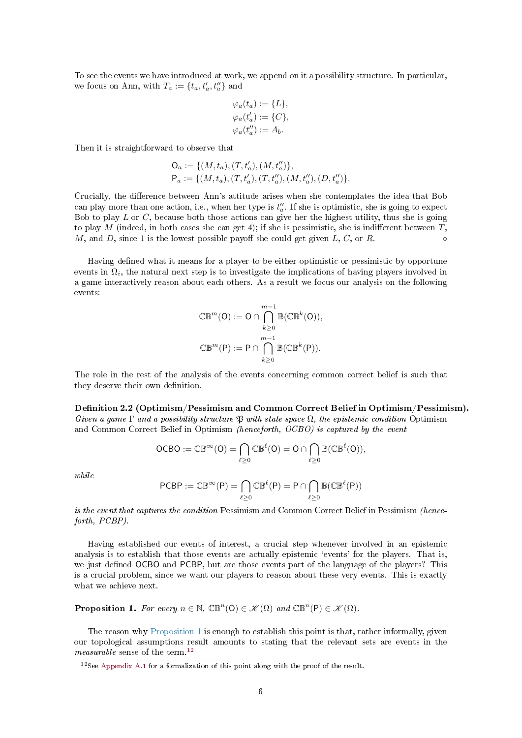To see the events we have introduced at work, we append on it a possibility structure. In particular, we focus on Ann, with $T_a := \{t_a, t'_a, t''_a\}$ and

$$\varphi_a(t_a) := \{L\},$$
$$\varphi_a(t'_a) := \{C\},$$
$$\varphi_a(t''_a) := A_b.$$

Then it is straightforward to observe that

$$\mathsf{O}_a := \{(M, t_a), (T, t'_a), (M, t''_a)\},$$
$$\mathsf{P}_a := \{(M, t_a), (T, t'_a), (T, t''_a), (M, t''_a), (D, t''_a)\}.$$

Crucially, the difference between Ann's attitude arises when she contemplates the idea that Bob can play more than one action, i.e., when her type is $t''_a$. If she is optimistic, she is going to expect Bob to play $L$ or $C$, because both those actions can give her the highest utility, thus she is going to play $M$ (indeed, in both cases she can get 4); if she is pessimistic, she is indifferent between $T$, $M$, and $D$, since 1 is the lowest possible payoff she could get given $L$, $C$, or $R$. ⋄

Having defined what it means for a player to be either optimistic or pessimistic by opportune events in $\Omega_i$, the natural next step is to investigate the implications of having players involved in a game interactively reason about each others. As a result we focus our analysis on the following events:

$$\mathbb{CB}^m(\mathsf{O}) := \mathsf{O} \cap \bigcap_{k \geq 0}^{m-1} \mathbb{B}(\mathbb{CB}^k(\mathsf{O})),$$
$$\mathbb{CB}^m(\mathsf{P}) := \mathsf{P} \cap \bigcap_{k \geq 0}^{m-1} \mathbb{B}(\mathbb{CB}^k(\mathsf{P})).$$

The role in the rest of the analysis of the events concerning common correct belief is such that they deserve their own definition.

**Definition 2.2 (Optimism/Pessimism and Common Correct Belief in Optimism/Pessimism).** *Given a game $\Gamma$ and a possibility structure $\mathfrak{P}$ with state space $\Omega$, the epistemic condition* Optimism and Common Correct Belief in Optimism *(henceforth, OCBO) is captured by the event*

$$\mathsf{OCBO} := \mathbb{CB}^\infty(\mathsf{O}) = \bigcap_{\ell \geq 0} \mathbb{CB}^\ell(\mathsf{O}) = \mathsf{O} \cap \bigcap_{\ell \geq 0} \mathbb{B}(\mathbb{CB}^\ell(\mathsf{O})),$$

*while*

$$\mathsf{PCBP} := \mathbb{CB}^\infty(\mathsf{P}) = \bigcap_{\ell \geq 0} \mathbb{CB}^\ell(\mathsf{P}) = \mathsf{P} \cap \bigcap_{\ell \geq 0} \mathbb{B}(\mathbb{CB}^\ell(\mathsf{P}))$$

*is the event that captures the condition* Pessimism and Common Correct Belief in Pessimism *(henceforth, PCBP).*

Having established our events of interest, a crucial step whenever involved in an epistemic analysis is to establish that those events are actually epistemic 'events' for the players. That is, we just defined $\mathsf{OCBO}$ and $\mathsf{PCBP}$, but are those events part of the language of the players? This is a crucial problem, since we want our players to reason about these very events. This is exactly what we achieve next.

**Proposition 1.** *For every $n \in \mathbb{N}$, $\mathbb{CB}^n(\mathsf{O}) \in \mathscr{K}(\Omega)$ and $\mathbb{CB}^n(\mathsf{P}) \in \mathscr{K}(\Omega)$.*

The reason why Proposition 1 is enough to establish this point is that, rather informally, given our topological assumptions result amounts to stating that the relevant sets are events in the *measurable* sense of the term.[12]

[12] See Appendix A.1 for a formalization of this point along with the proof of the result.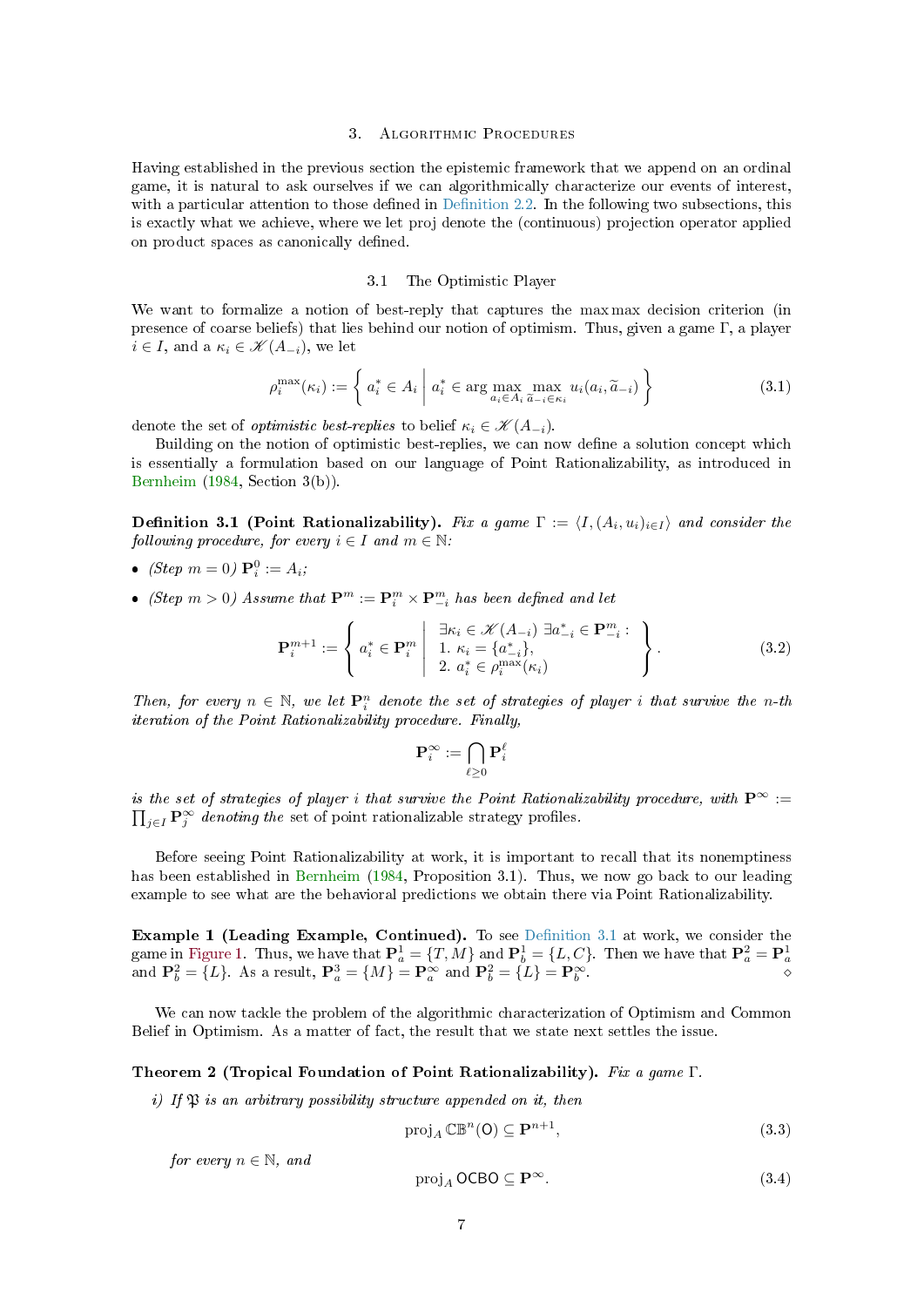## 3. Algorithmic Procedures

Having established in the previous section the epistemic framework that we append on an ordinal game, it is natural to ask ourselves if we can algorithmically characterize our events of interest, with a particular attention to those defined in Definition 2.2. In the following two subsections, this is exactly what we achieve, where we let proj denote the (continuous) projection operator applied on product spaces as canonically defined.

### 3.1 The Optimistic Player

We want to formalize a notion of best-reply that captures the max max decision criterion (in presence of coarse beliefs) that lies behind our notion of optimism. Thus, given a game $\Gamma$, a player $i \in I$, and a $\kappa_i \in \mathscr{K}(A_{-i})$, we let

$$\rho_i^{\max}(\kappa_i) := \left\{ a_i^* \in A_i \;\middle|\; a_i^* \in \arg\max_{a_i \in A_i} \max_{\widetilde{a}_{-i} \in \kappa_i} u_i(a_i, \widetilde{a}_{-i}) \right\} \tag{3.1}$$

denote the set of *optimistic best-replies* to belief $\kappa_i \in \mathscr{K}(A_{-i})$.

Building on the notion of optimistic best-replies, we can now define a solution concept which is essentially a formulation based on our language of Point Rationalizability, as introduced in Bernheim (1984, Section 3(b)).

**Definition 3.1 (Point Rationalizability).** *Fix a game $\Gamma := \langle I, (A_i, u_i)_{i \in I} \rangle$ and consider the following procedure, for every $i \in I$ and $m \in \mathbb{N}$:*

- *(Step $m = 0$) $\mathbf{P}_i^0 := A_i$;*
- *(Step $m > 0$) Assume that $\mathbf{P}^m := \mathbf{P}_i^m \times \mathbf{P}_{-i}^m$ has been defined and let*

$$\mathbf{P}_i^{m+1} := \left\{ a_i^* \in \mathbf{P}_i^m \;\middle|\; \begin{array}{l} \exists \kappa_i \in \mathscr{K}(A_{-i}) \ \exists a_{-i}^* \in \mathbf{P}_{-i}^m : \\ 1.\ \kappa_i = \{a_{-i}^*\}, \\ 2.\ a_i^* \in \rho_i^{\max}(\kappa_i) \end{array} \right\}. \tag{3.2}$$

*Then, for every $n \in \mathbb{N}$, we let $\mathbf{P}_i^n$ denote the set of strategies of player $i$ that survive the $n$-th iteration of the Point Rationalizability procedure. Finally,*

$$\mathbf{P}_i^\infty := \bigcap_{\ell \geq 0} \mathbf{P}_i^\ell$$

*is the set of strategies of player $i$ that survive the Point Rationalizability procedure, with $\mathbf{P}^\infty := \prod_{j \in I} \mathbf{P}_j^\infty$ denoting the* set of point rationalizable strategy profiles.

Before seeing Point Rationalizability at work, it is important to recall that its nonemptiness has been established in Bernheim (1984, Proposition 3.1). Thus, we now go back to our leading example to see what are the behavioral predictions we obtain there via Point Rationalizability.

**Example 1 (Leading Example, Continued).** To see Definition 3.1 at work, we consider the game in Figure 1. Thus, we have that $\mathbf{P}_a^1 = \{T, M\}$ and $\mathbf{P}_b^1 = \{L, C\}$. Then we have that $\mathbf{P}_a^2 = \mathbf{P}_a^1$ and $\mathbf{P}_b^2 = \{L\}$. As a result, $\mathbf{P}_a^3 = \{M\} = \mathbf{P}_a^\infty$ and $\mathbf{P}_b^2 = \{L\} = \mathbf{P}_b^\infty$. $\diamond$

We can now tackle the problem of the algorithmic characterization of Optimism and Common Belief in Optimism. As a matter of fact, the result that we state next settles the issue.

**Theorem 2 (Tropical Foundation of Point Rationalizability).** *Fix a game $\Gamma$.*

*i) If $\mathfrak{P}$ is an arbitrary possibility structure appended on it, then*

$$\operatorname{proj}_A \mathbb{CB}^n(\mathsf{O}) \subseteq \mathbf{P}^{n+1}, \tag{3.3}$$

*for every $n \in \mathbb{N}$, and*

$$\operatorname{proj}_A \mathsf{OCBO} \subseteq \mathbf{P}^\infty. \tag{3.4}$$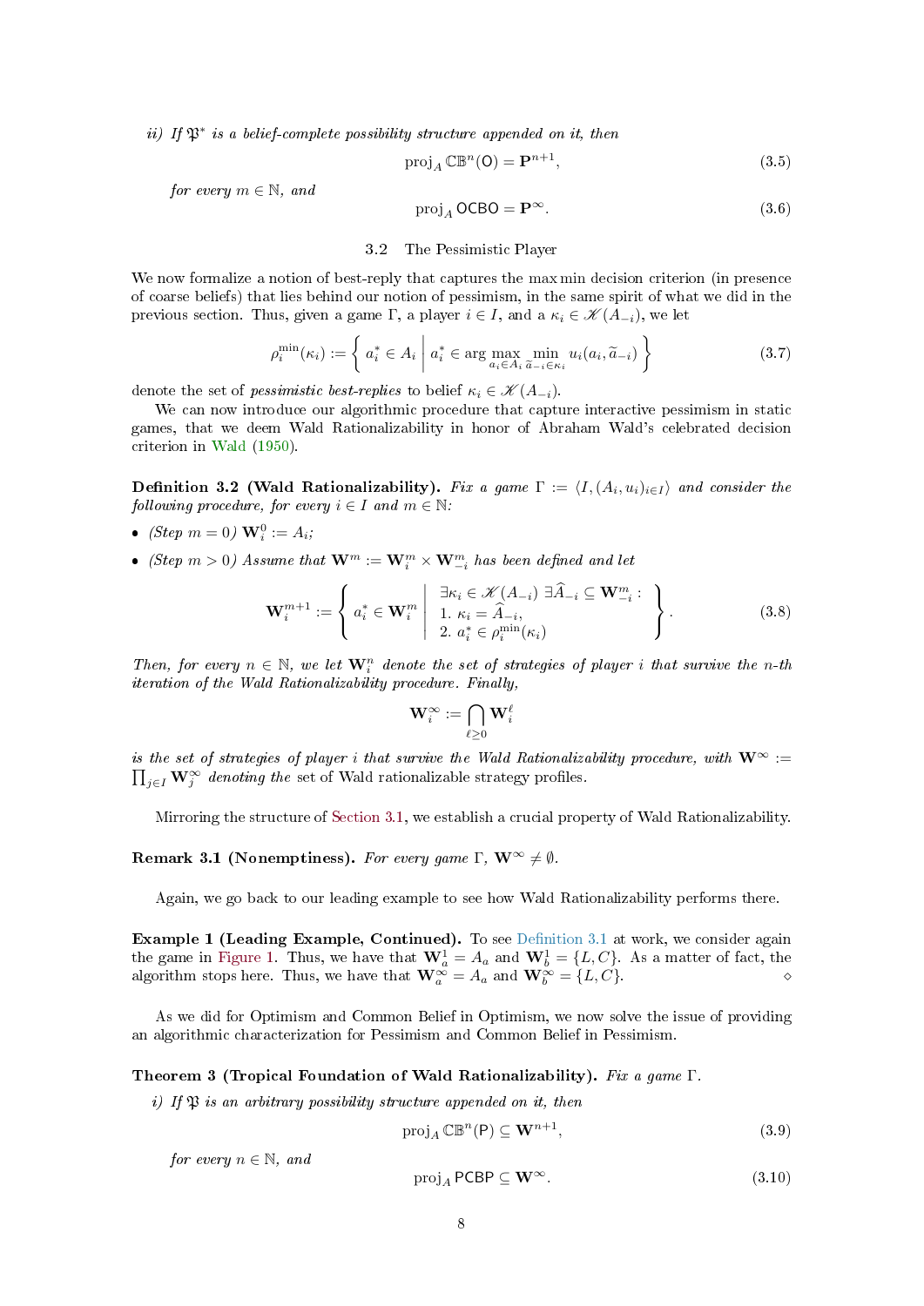*ii) If $\mathfrak{P}^*$ is a belief-complete possibility structure appended on it, then*

$$\operatorname{proj}_A \mathbb{CB}^n(\mathsf{O}) = \mathbf{P}^{n+1}, \tag{3.5}$$

*for every $m \in \mathbb{N}$, and*

$$\operatorname{proj}_A \mathsf{OCBO} = \mathbf{P}^{\infty}. \tag{3.6}$$

## 3.2 The Pessimistic Player

We now formalize a notion of best-reply that captures the max min decision criterion (in presence of coarse beliefs) that lies behind our notion of pessimism, in the same spirit of what we did in the previous section. Thus, given a game $\Gamma$, a player $i \in I$, and a $\kappa_i \in \mathscr{K}(A_{-i})$, we let

$$\rho_i^{\min}(\kappa_i) := \left\{ a_i^* \in A_i \;\middle|\; a_i^* \in \arg\max_{a_i \in A_i} \min_{\widetilde{a}_{-i} \in \kappa_i} u_i(a_i, \widetilde{a}_{-i}) \right\} \tag{3.7}$$

denote the set of *pessimistic best-replies* to belief $\kappa_i \in \mathscr{K}(A_{-i})$.

We can now introduce our algorithmic procedure that capture interactive pessimism in static games, that we deem Wald Rationalizability in honor of Abraham Wald's celebrated decision criterion in Wald (1950).

**Definition 3.2 (Wald Rationalizability).** *Fix a game $\Gamma := \langle I, (A_i, u_i)_{i \in I} \rangle$ and consider the following procedure, for every $i \in I$ and $m \in \mathbb{N}$:*

- *(Step $m = 0$) $\mathbf{W}_i^0 := A_i$;*
- *(Step $m > 0$) Assume that $\mathbf{W}^m := \mathbf{W}_i^m \times \mathbf{W}_{-i}^m$ has been defined and let*

$$\mathbf{W}_i^{m+1} := \left\{ a_i^* \in \mathbf{W}_i^m \;\middle|\; \begin{array}{l} \exists \kappa_i \in \mathscr{K}(A_{-i}) \ \exists \widehat{A}_{-i} \subseteq \mathbf{W}_{-i}^m : \\ 1.\ \kappa_i = \widehat{A}_{-i}, \\ 2.\ a_i^* \in \rho_i^{\min}(\kappa_i) \end{array} \right\}. \tag{3.8}$$

*Then, for every $n \in \mathbb{N}$, we let $\mathbf{W}_i^n$ denote the set of strategies of player $i$ that survive the $n$-th iteration of the Wald Rationalizability procedure. Finally,*

$$\mathbf{W}_i^{\infty} := \bigcap_{\ell \geq 0} \mathbf{W}_i^{\ell}$$

*is the set of strategies of player $i$ that survive the Wald Rationalizability procedure, with $\mathbf{W}^{\infty} := \prod_{j \in I} \mathbf{W}_j^{\infty}$ denoting the* set of Wald rationalizable strategy profiles.

Mirroring the structure of Section 3.1, we establish a crucial property of Wald Rationalizability.

**Remark 3.1 (Nonemptiness).** *For every game $\Gamma$, $\mathbf{W}^{\infty} \neq \emptyset$.*

Again, we go back to our leading example to see how Wald Rationalizability performs there.

**Example 1 (Leading Example, Continued).** To see Definition 3.1 at work, we consider again the game in Figure 1. Thus, we have that $\mathbf{W}_a^1 = A_a$ and $\mathbf{W}_b^1 = \{L, C\}$. As a matter of fact, the algorithm stops here. Thus, we have that $\mathbf{W}_a^{\infty} = A_a$ and $\mathbf{W}_b^{\infty} = \{L, C\}$. ⋄

As we did for Optimism and Common Belief in Optimism, we now solve the issue of providing an algorithmic characterization for Pessimism and Common Belief in Pessimism.

**Theorem 3 (Tropical Foundation of Wald Rationalizability).** *Fix a game $\Gamma$.*

*i) If $\mathfrak{P}$ is an arbitrary possibility structure appended on it, then*

$$\operatorname{proj}_A \mathbb{CB}^n(\mathsf{P}) \subseteq \mathbf{W}^{n+1}, \tag{3.9}$$

*for every $n \in \mathbb{N}$, and*

$$\operatorname{proj}_A \mathsf{PCBP} \subseteq \mathbf{W}^{\infty}. \tag{3.10}$$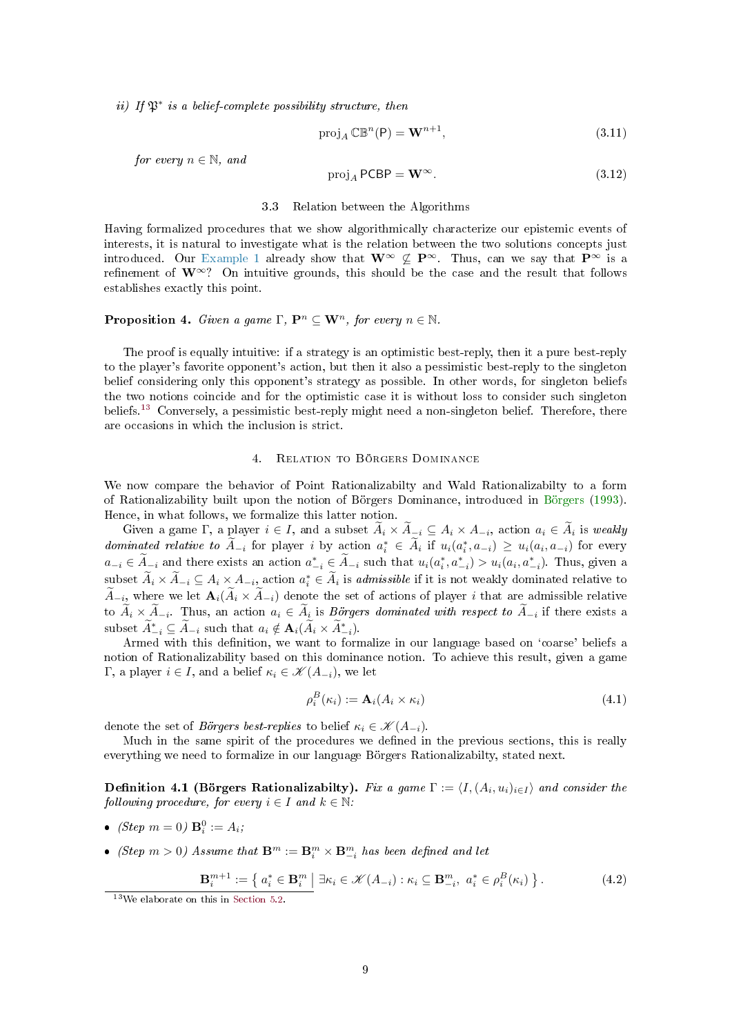*ii) If $\mathfrak{P}^*$ is a belief-complete possibility structure, then*

$$\operatorname{proj}_A \mathbb{CB}^n(\mathsf{P}) = \mathbf{W}^{n+1}, \tag{3.11}$$

*for every $n \in \mathbb{N}$, and*

$$\operatorname{proj}_A \mathsf{PCBP} = \mathbf{W}^{\infty}. \tag{3.12}$$

### 3.3 Relation between the Algorithms

Having formalized procedures that we show algorithmically characterize our epistemic events of interests, it is natural to investigate what is the relation between the two solutions concepts just introduced. Our Example 1 already show that $\mathbf{W}^{\infty} \not\subseteq \mathbf{P}^{\infty}$. Thus, can we say that $\mathbf{P}^{\infty}$ is a refinement of $\mathbf{W}^{\infty}$? On intuitive grounds, this should be the case and the result that follows establishes exactly this point.

**Proposition 4.** *Given a game $\Gamma$, $\mathbf{P}^n \subseteq \mathbf{W}^n$, for every $n \in \mathbb{N}$.*

The proof is equally intuitive: if a strategy is an optimistic best-reply, then it a pure best-reply to the player's favorite opponent's action, but then it also a pessimistic best-reply to the singleton belief considering only this opponent's strategy as possible. In other words, for singleton beliefs the two notions coincide and for the optimistic case it is without loss to consider such singleton beliefs.[13] Conversely, a pessimistic best-reply might need a non-singleton belief. Therefore, there are occasions in which the inclusion is strict.

## 4. Relation to Börgers Dominance

We now compare the behavior of Point Rationalizabilty and Wald Rationalizabilty to a form of Rationalizability built upon the notion of Börgers Dominance, introduced in Börgers (1993). Hence, in what follows, we formalize this latter notion.

Given a game $\Gamma$, a player $i \in I$, and a subset $\widetilde{A}_i \times \widetilde{A}_{-i} \subseteq A_i \times A_{-i}$, action $a_i \in \widetilde{A}_i$ is *weakly dominated relative to* $\widetilde{A}_{-i}$ for player $i$ by action $a_i^* \in \widetilde{A}_i$ if $u_i(a_i^*, a_{-i}) \geq u_i(a_i, a_{-i})$ for every $a_{-i} \in \widetilde{A}_{-i}$ and there exists an action $a_{-i}^* \in \widetilde{A}_{-i}$ such that $u_i(a_i^*, a_{-i}^*) > u_i(a_i, a_{-i}^*)$. Thus, given a subset $\widetilde{A}_i \times \widetilde{A}_{-i} \subseteq A_i \times A_{-i}$, action $a_i^* \in \widetilde{A}_i$ is *admissible* if it is not weakly dominated relative to $\widetilde{A}_{-i}$, where we let $\mathbf{A}_i(\widetilde{A}_i \times \widetilde{A}_{-i})$ denote the set of actions of player $i$ that are admissible relative to $\widetilde{A}_i \times \widetilde{A}_{-i}$. Thus, an action $a_i \in \widetilde{A}_i$ is ***Börgers dominated with respect to*** $\widetilde{A}_{-i}$ if there exists a subset $\widetilde{A}_{-i}^* \subseteq \widetilde{A}_{-i}$ such that $a_i \notin \mathbf{A}_i(\widetilde{A}_i \times \widetilde{A}_{-i}^*)$.

Armed with this definition, we want to formalize in our language based on 'coarse' beliefs a notion of Rationalizability based on this dominance notion. To achieve this result, given a game $\Gamma$, a player $i \in I$, and a belief $\kappa_i \in \mathscr{K}(A_{-i})$, we let

$$\rho_i^B(\kappa_i) := \mathbf{A}_i(A_i \times \kappa_i) \tag{4.1}$$

denote the set of *Börgers best-replies* to belief $\kappa_i \in \mathscr{K}(A_{-i})$.

Much in the same spirit of the procedures we defined in the previous sections, this is really everything we need to formalize in our language Börgers Rationalizabilty, stated next.

**Definition 4.1 (Börgers Rationalizabilty).** *Fix a game $\Gamma := \langle I, (A_i, u_i)_{i \in I} \rangle$ and consider the following procedure, for every $i \in I$ and $k \in \mathbb{N}$:*

- *(Step $m = 0$) $\mathbf{B}_i^0 := A_i$;*
- *(Step $m > 0$) Assume that $\mathbf{B}^m := \mathbf{B}_i^m \times \mathbf{B}_{-i}^m$ has been defined and let*

$$\mathbf{B}_i^{m+1} := \left\{ a_i^* \in \mathbf{B}_i^m \;\middle|\; \exists \kappa_i \in \mathscr{K}(A_{-i}) : \kappa_i \subseteq \mathbf{B}_{-i}^m,\ a_i^* \in \rho_i^B(\kappa_i) \right\}. \tag{4.2}$$

[13] We elaborate on this in Section 5.2.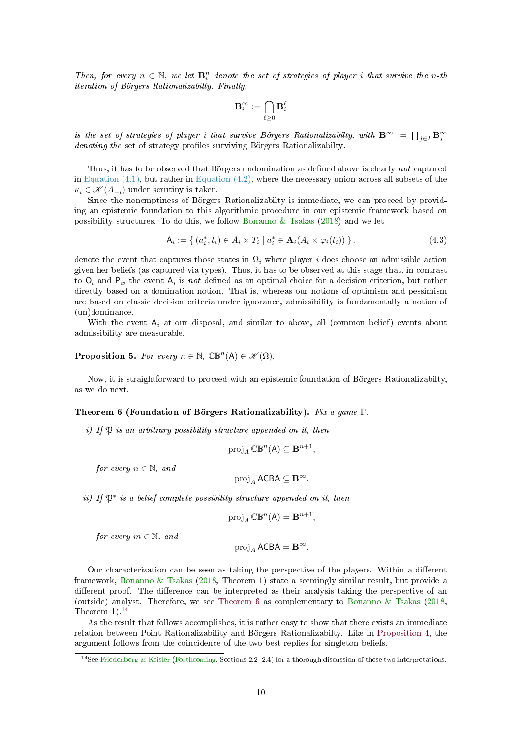*Then, for every $n \in \mathbb{N}$, we let $\mathbf{B}_i^n$ denote the set of strategies of player $i$ that survive the $n$-th iteration of Börgers Rationalizabilty. Finally,*

$$\mathbf{B}_i^\infty := \bigcap_{\ell \geq 0} \mathbf{B}_i^\ell$$

*is the set of strategies of player $i$ that survive Börgers Rationalizabilty, with $\mathbf{B}^\infty := \prod_{j \in I} \mathbf{B}_j^\infty$ denoting the* set of strategy profiles surviving Börgers Rationalizabilty.

Thus, it has to be observed that Börgers undomination as defined above is clearly *not* captured in Equation (4.1), but rather in Equation (4.2), where the necessary union across all subsets of the $\kappa_i \in \mathscr{K}(A_{-i})$ under scrutiny is taken.

Since the nonemptiness of Börgers Rationalizabilty is immediate, we can proceed by providing an epistemic foundation to this algorithmic procedure in our epistemic framework based on possibility structures. To do this, we follow Bonanno & Tsakas (2018) and we let

$$\mathsf{A}_i := \{\, (a_i^*, t_i) \in A_i \times T_i \mid a_i^* \in \mathbf{A}_i(A_i \times \varphi_i(t_i)) \,\}\,. \tag{4.3}$$

denote the event that captures those states in $\Omega_i$ where player $i$ does choose an admissible action given her beliefs (as captured via types). Thus, it has to be observed at this stage that, in contrast to $\mathsf{O}_i$ and $\mathsf{P}_i$, the event $\mathsf{A}_i$ is *not* defined as an optimal choice for a decision criterion, but rather directly based on a domination notion. That is, whereas our notions of optimism and pessimism are based on classic decision criteria under ignorance, admissibility is fundamentally a notion of (un)dominance.

With the event $\mathsf{A}_i$ at our disposal, and similar to above, all (common belief) events about admissibility are measurable.

**Proposition 5.** *For every $n \in \mathbb{N}$, $\mathbb{CB}^n(\mathsf{A}) \in \mathscr{K}(\Omega)$.*

Now, it is straightforward to proceed with an epistemic foundation of Börgers Rationalizabilty, as we do next.

**Theorem 6 (Foundation of Börgers Rationalizability).** *Fix a game $\Gamma$.*

*i) If $\mathfrak{P}$ is an arbitrary possibility structure appended on it, then*

$$\operatorname{proj}_A \mathbb{CB}^n(\mathsf{A}) \subseteq \mathbf{B}^{n+1},$$

*for every $n \in \mathbb{N}$, and*

$$\operatorname{proj}_A \mathsf{ACBA} \subseteq \mathbf{B}^\infty.$$

*ii) If $\mathfrak{P}^*$ is a belief-complete possibility structure appended on it, then*

$$\operatorname{proj}_A \mathbb{CB}^n(\mathsf{A}) = \mathbf{B}^{n+1},$$

*for every $m \in \mathbb{N}$, and*

$$\operatorname{proj}_A \mathsf{ACBA} = \mathbf{B}^\infty.$$

Our characterization can be seen as taking the perspective of the players. Within a different framework, Bonanno & Tsakas (2018, Theorem 1) state a seemingly similar result, but provide a different proof. The difference can be interpreted as their analysis taking the perspective of an (outside) analyst. Therefore, we see Theorem 6 as complementary to Bonanno & Tsakas (2018, Theorem 1).[14]

As the result that follows accomplishes, it is rather easy to show that there exists an immediate relation between Point Rationalizability and Börgers Rationalizabilty. Like in Proposition 4, the argument follows from the coincidence of the two best-replies for singleton beliefs.

[14] See Friedenberg & Keisler (Forthcoming, Sections 2.2–2.4) for a thorough discussion of these two interpretations.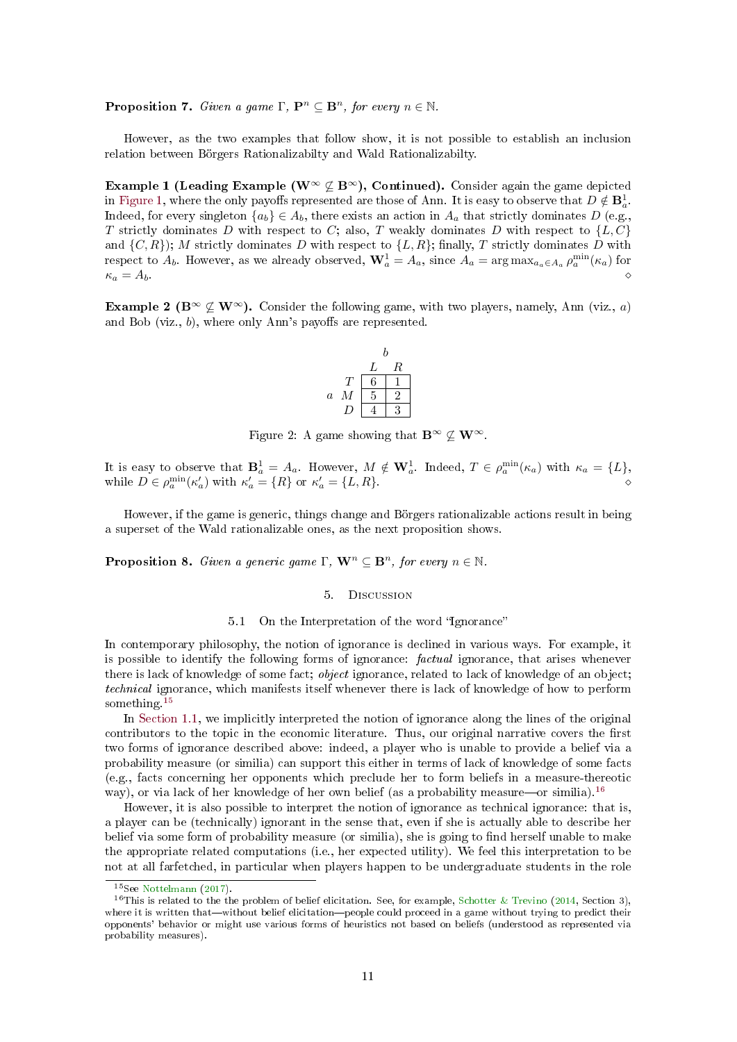**Proposition 7.** *Given a game $\Gamma$, $\mathbf{P}^n \subseteq \mathbf{B}^n$, for every $n \in \mathbb{N}$.*

However, as the two examples that follow show, it is not possible to establish an inclusion relation between Börgers Rationalizabilty and Wald Rationalizabilty.

**Example 1 (Leading Example ($\mathbf{W}^\infty \not\subseteq \mathbf{B}^\infty$), Continued).** Consider again the game depicted in Figure 1, where the only payoffs represented are those of Ann. It is easy to observe that $D \notin \mathbf{B}_a^1$. Indeed, for every singleton $\{a_b\} \in A_b$, there exists an action in $A_a$ that strictly dominates $D$ (e.g., $T$ strictly dominates $D$ with respect to $C$; also, $T$ weakly dominates $D$ with respect to $\{L, C\}$ and $\{C, R\}$); $M$ strictly dominates $D$ with respect to $\{L, R\}$; finally, $T$ strictly dominates $D$ with respect to $A_b$. However, as we already observed, $\mathbf{W}_a^1 = A_a$, since $A_a = \arg\max_{a_a \in A_a} \rho_a^{\min}(\kappa_a)$ for $\kappa_a = A_b$. ⋄

**Example 2 ($\mathbf{B}^\infty \not\subseteq \mathbf{W}^\infty$).** Consider the following game, with two players, namely, Ann (viz., $a$) and Bob (viz., $b$), where only Ann's payoffs are represented.

| | | $b$ | |
|---|---|---|---|
| | | $L$ | $R$ |
| $a$ | $T$ | 6 | 1 |
| | $M$ | 5 | 2 |
| | $D$ | 4 | 3 |

Figure 2: A game showing that $\mathbf{B}^\infty \not\subseteq \mathbf{W}^\infty$.

It is easy to observe that $\mathbf{B}_a^1 = A_a$. However, $M \notin \mathbf{W}_a^1$. Indeed, $T \in \rho_a^{\min}(\kappa_a)$ with $\kappa_a = \{L\}$, while $D \in \rho_a^{\min}(\kappa'_a)$ with $\kappa'_a = \{R\}$ or $\kappa'_a = \{L, R\}$. ⋄

However, if the game is generic, things change and Börgers rationalizable actions result in being a superset of the Wald rationalizable ones, as the next proposition shows.

**Proposition 8.** *Given a generic game $\Gamma$, $\mathbf{W}^n \subseteq \mathbf{B}^n$, for every $n \in \mathbb{N}$.*

## 5. Discussion

### 5.1 On the Interpretation of the word "Ignorance"

In contemporary philosophy, the notion of ignorance is declined in various ways. For example, it is possible to identify the following forms of ignorance: *factual* ignorance, that arises whenever there is lack of knowledge of some fact; *object* ignorance, related to lack of knowledge of an object; *technical* ignorance, which manifests itself whenever there is lack of knowledge of how to perform something.[15]

In Section 1.1, we implicitly interpreted the notion of ignorance along the lines of the original contributors to the topic in the economic literature. Thus, our original narrative covers the first two forms of ignorance described above: indeed, a player who is unable to provide a belief via a probability measure (or similia) can support this either in terms of lack of knowledge of some facts (e.g., facts concerning her opponents which preclude her to form beliefs in a measure-thereotic way), or via lack of her knowledge of her own belief (as a probability measure—or similia).[16]

However, it is also possible to interpret the notion of ignorance as technical ignorance: that is, a player can be (technically) ignorant in the sense that, even if she is actually able to describe her belief via some form of probability measure (or similia), she is going to find herself unable to make the appropriate related computations (i.e., her expected utility). We feel this interpretation to be not at all farfetched, in particular when players happen to be undergraduate students in the role

[15] See Nottelmann (2017).

[16] This is related to the the problem of belief elicitation. See, for example, Schotter & Trevino (2014, Section 3), where it is written that—without belief elicitation—people could proceed in a game without trying to predict their opponents' behavior or might use various forms of heuristics not based on beliefs (understood as represented via probability measures).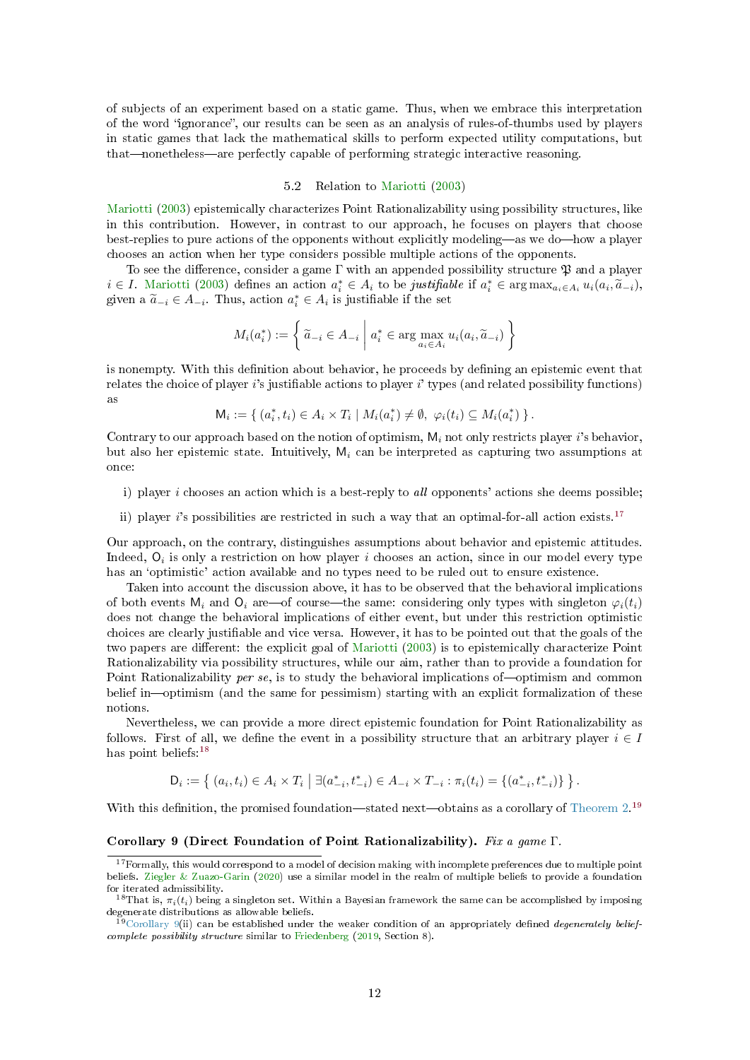of subjects of an experiment based on a static game. Thus, when we embrace this interpretation of the word "ignorance", our results can be seen as an analysis of rules-of-thumbs used by players in static games that lack the mathematical skills to perform expected utility computations, but that—nonetheless—are perfectly capable of performing strategic interactive reasoning.

### 5.2 Relation to Mariotti (2003)

Mariotti (2003) epistemically characterizes Point Rationalizability using possibility structures, like in this contribution. However, in contrast to our approach, he focuses on players that choose best-replies to pure actions of the opponents without explicitly modeling—as we do—how a player chooses an action when her type considers possible multiple actions of the opponents.

To see the difference, consider a game $\Gamma$ with an appended possibility structure $\mathfrak{P}$ and a player $i \in I$. Mariotti (2003) defines an action $a_i^* \in A_i$ to be ***justifiable*** if $a_i^* \in \arg\max_{a_i \in A_i} u_i(a_i, \widetilde{a}_{-i})$, given a $\widetilde{a}_{-i} \in A_{-i}$. Thus, action $a_i^* \in A_i$ is justifiable if the set

$$M_i(a_i^*) := \left\{ \widetilde{a}_{-i} \in A_{-i} \;\middle|\; a_i^* \in \arg\max_{a_i \in A_i} u_i(a_i, \widetilde{a}_{-i}) \right\}$$

is nonempty. With this definition about behavior, he proceeds by defining an epistemic event that relates the choice of player $i$'s justifiable actions to player $i$' types (and related possibility functions) as

$$\mathsf{M}_i := \{ (a_i^*, t_i) \in A_i \times T_i \mid M_i(a_i^*) \neq \emptyset,\ \varphi_i(t_i) \subseteq M_i(a_i^*) \}.$$

Contrary to our approach based on the notion of optimism, $\mathsf{M}_i$ not only restricts player $i$'s behavior, but also her epistemic state. Intuitively, $\mathsf{M}_i$ can be interpreted as capturing two assumptions at once:

i) player $i$ chooses an action which is a best-reply to *all* opponents' actions she deems possible;

ii) player $i$'s possibilities are restricted in such a way that an optimal-for-all action exists.[17]

Our approach, on the contrary, distinguishes assumptions about behavior and epistemic attitudes. Indeed, $\mathsf{O}_i$ is only a restriction on how player $i$ chooses an action, since in our model every type has an 'optimistic' action available and no types need to be ruled out to ensure existence.

Taken into account the discussion above, it has to be observed that the behavioral implications of both events $\mathsf{M}_i$ and $\mathsf{O}_i$ are—of course—the same: considering only types with singleton $\varphi_i(t_i)$ does not change the behavioral implications of either event, but under this restriction optimistic choices are clearly justifiable and vice versa. However, it has to be pointed out that the goals of the two papers are different: the explicit goal of Mariotti (2003) is to epistemically characterize Point Rationalizability via possibility structures, while our aim, rather than to provide a foundation for Point Rationalizability *per se*, is to study the behavioral implications of—optimism and common belief in—optimism (and the same for pessimism) starting with an explicit formalization of these notions.

Nevertheless, we can provide a more direct epistemic foundation for Point Rationalizability as follows. First of all, we define the event in a possibility structure that an arbitrary player $i \in I$ has point beliefs:[18]

$$\mathsf{D}_i := \left\{ (a_i, t_i) \in A_i \times T_i \;\middle|\; \exists (a_{-i}^*, t_{-i}^*) \in A_{-i} \times T_{-i} : \pi_i(t_i) = \{(a_{-i}^*, t_{-i}^*)\} \right\}.$$

With this definition, the promised foundation—stated next—obtains as a corollary of Theorem 2.[19]

**Corollary 9 (Direct Foundation of Point Rationalizability).** *Fix a game $\Gamma$.*

[17] Formally, this would correspond to a model of decision making with incomplete preferences due to multiple point beliefs. Ziegler & Zuazo-Garin (2020) use a similar model in the realm of multiple beliefs to provide a foundation for iterated admissibility.

[18] That is, $\pi_i(t_i)$ being a singleton set. Within a Bayesian framework the same can be accomplished by imposing degenerate distributions as allowable beliefs.

[19] Corollary 9(ii) can be established under the weaker condition of an appropriately defined *degenerately belief-complete possibility structure* similar to Friedenberg (2019, Section 8).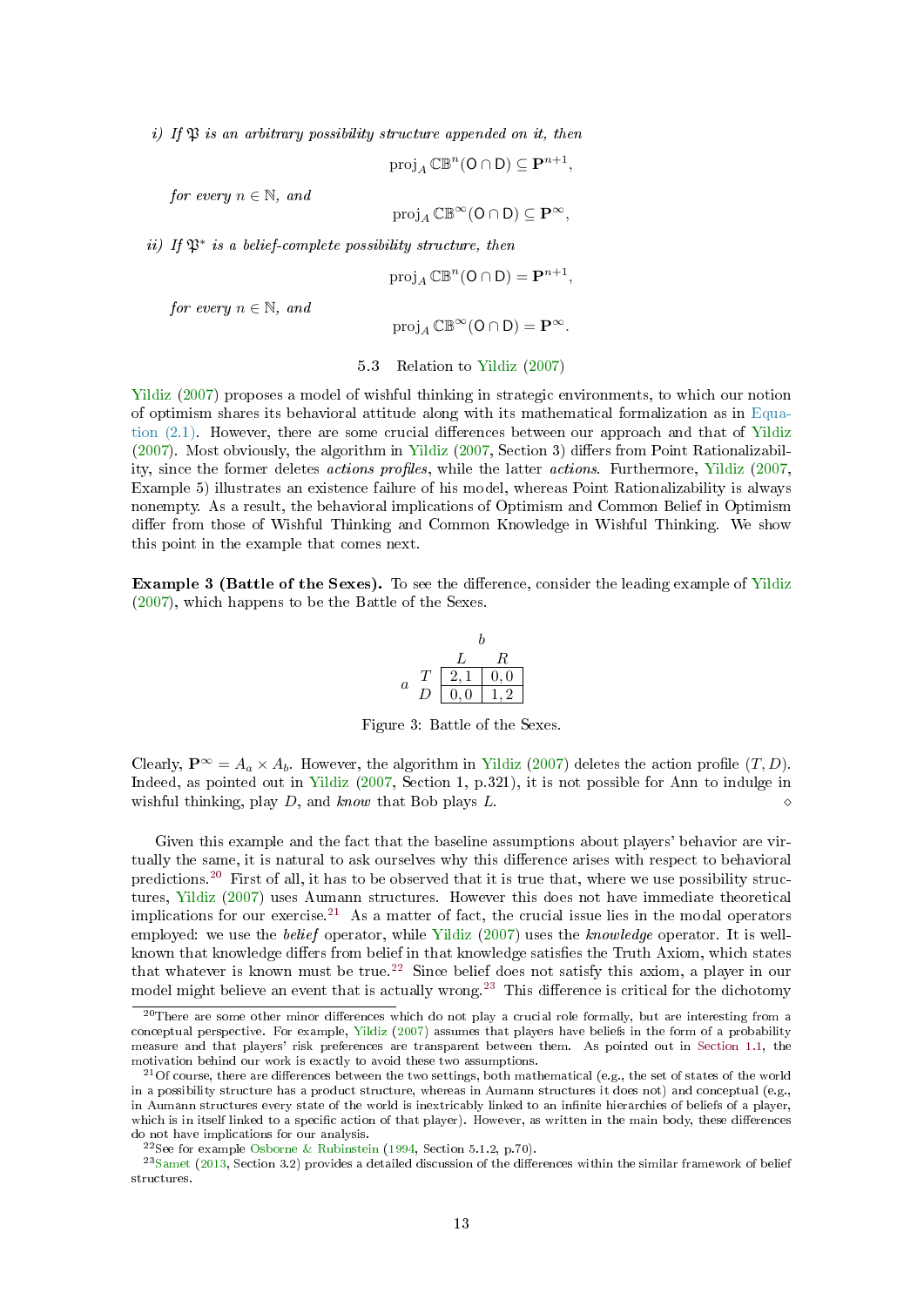*i) If $\mathfrak{P}$ is an arbitrary possibility structure appended on it, then*

$$\mathrm{proj}_A \, \mathbb{CB}^n(\mathsf{O} \cap \mathsf{D}) \subseteq \mathbf{P}^{n+1},$$

*for every $n \in \mathbb{N}$, and*

$$\mathrm{proj}_A \, \mathbb{CB}^\infty(\mathsf{O} \cap \mathsf{D}) \subseteq \mathbf{P}^{\infty},$$

*ii) If $\mathfrak{P}^*$ is a belief-complete possibility structure, then*

$$\mathrm{proj}_A \, \mathbb{CB}^n(\mathsf{O} \cap \mathsf{D}) = \mathbf{P}^{n+1},$$

*for every $n \in \mathbb{N}$, and*

$$\mathrm{proj}_A \, \mathbb{CB}^\infty(\mathsf{O} \cap \mathsf{D}) = \mathbf{P}^{\infty}.$$

### 5.3 Relation to Yildiz (2007)

Yildiz (2007) proposes a model of wishful thinking in strategic environments, to which our notion of optimism shares its behavioral attitude along with its mathematical formalization as in Equation (2.1). However, there are some crucial differences between our approach and that of Yildiz (2007). Most obviously, the algorithm in Yildiz (2007, Section 3) differs from Point Rationalizability, since the former deletes *actions profiles*, while the latter *actions*. Furthermore, Yildiz (2007, Example 5) illustrates an existence failure of his model, whereas Point Rationalizability is always nonempty. As a result, the behavioral implications of Optimism and Common Belief in Optimism differ from those of Wishful Thinking and Common Knowledge in Wishful Thinking. We show this point in the example that comes next.

**Example 3 (Battle of the Sexes).** To see the difference, consider the leading example of Yildiz (2007), which happens to be the Battle of the Sexes.

| $a$ \ $b$ | $L$ | $R$ |
|---|---|---|
| $T$ | $2,1$ | $0,0$ |
| $D$ | $0,0$ | $1,2$ |

Figure 3: Battle of the Sexes.

Clearly, $\mathbf{P}^{\infty} = A_a \times A_b$. However, the algorithm in Yildiz (2007) deletes the action profile $(T, D)$. Indeed, as pointed out in Yildiz (2007, Section 1, p.321), it is not possible for Ann to indulge in wishful thinking, play $D$, and *know* that Bob plays $L$. ⋄

Given this example and the fact that the baseline assumptions about players' behavior are virtually the same, it is natural to ask ourselves why this difference arises with respect to behavioral predictions.[20] First of all, it has to be observed that it is true that, where we use possibility structures, Yildiz (2007) uses Aumann structures. However this does not have immediate theoretical implications for our exercise.[21] As a matter of fact, the crucial issue lies in the modal operators employed: we use the *belief* operator, while Yildiz (2007) uses the *knowledge* operator. It is well-known that knowledge differs from belief in that knowledge satisfies the Truth Axiom, which states that whatever is known must be true.[22] Since belief does not satisfy this axiom, a player in our model might believe an event that is actually wrong.[23] This difference is critical for the dichotomy

[20]There are some other minor differences which do not play a crucial role formally, but are interesting from a conceptual perspective. For example, Yildiz (2007) assumes that players have beliefs in the form of a probability measure and that players' risk preferences are transparent between them. As pointed out in Section 1.1, the motivation behind our work is exactly to avoid these two assumptions.

[21]Of course, there are differences between the two settings, both mathematical (e.g., the set of states of the world in a possibility structure has a product structure, whereas in Aumann structures it does not) and conceptual (e.g., in Aumann structures every state of the world is inextricably linked to an infinite hierarchies of beliefs of a player, which is in itself linked to a specific action of that player). However, as written in the main body, these differences do not have implications for our analysis.

[22]See for example Osborne & Rubinstein (1994, Section 5.1.2, p.70).

[23]Samet (2013, Section 3.2) provides a detailed discussion of the differences within the similar framework of belief structures.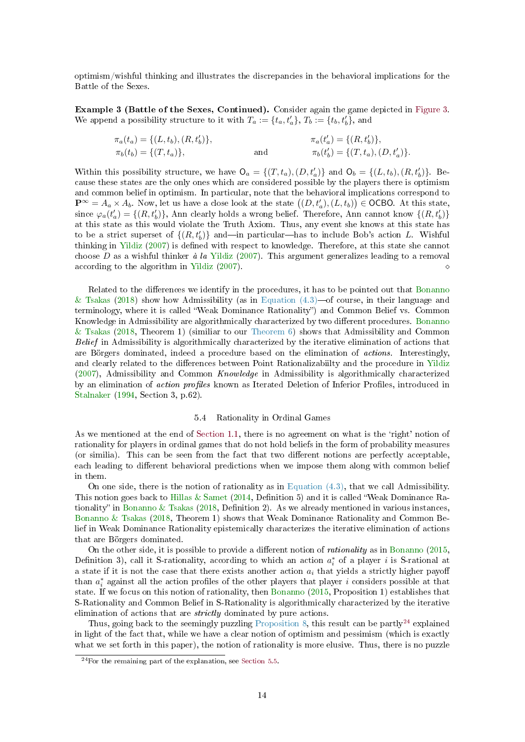optimism/wishful thinking and illustrates the discrepancies in the behavioral implications for the Battle of the Sexes.

**Example 3 (Battle of the Sexes, Continued).** Consider again the game depicted in Figure 3. We append a possibility structure to it with $T_a := \{t_a, t'_a\}$, $T_b := \{t_b, t'_b\}$, and

$$\pi_a(t_a) = \{(L, t_b), (R, t'_b)\}, \qquad \pi_a(t'_a) = \{(R, t'_b)\},$$
$$\pi_b(t_b) = \{(T, t_a)\}, \qquad \text{and} \qquad \pi_b(t'_b) = \{(T, t_a), (D, t'_a)\}.$$

Within this possibility structure, we have $\mathsf{O}_a = \{(T, t_a), (D, t'_a)\}$ and $\mathsf{O}_b = \{(L, t_b), (R, t'_b)\}$. Because these states are the only ones which are considered possible by the players there is optimism and common belief in optimism. In particular, note that the behavioral implications correspond to $\mathbf{P}^\infty = A_a \times A_b$. Now, let us have a close look at the state $\big((D, t'_a), (L, t_b)\big) \in \mathsf{OCBO}$. At this state, since $\varphi_a(t'_a) = \{(R, t'_b)\}$, Ann clearly holds a wrong belief. Therefore, Ann cannot know $\{(R, t'_b)\}$ at this state as this would violate the Truth Axiom. Thus, any event she knows at this state has to be a strict superset of $\{(R, t'_b)\}$ and—in particular—has to include Bob's action $L$. Wishful thinking in Yildiz (2007) is defined with respect to knowledge. Therefore, at this state she cannot choose $D$ as a wishful thinker *à la* Yildiz (2007). This argument generalizes leading to a removal according to the algorithm in Yildiz (2007). $\diamond$

Related to the differences we identify in the procedures, it has to be pointed out that Bonanno & Tsakas (2018) show how Admissibility (as in Equation (4.3)—of course, in their language and terminology, where it is called "Weak Dominance Rationality") and Common Belief vs. Common Knowledge in Admissibility are algorithmically characterized by two different procedures. Bonanno & Tsakas (2018, Theorem 1) (similiar to our Theorem 6) shows that Admissibility and Common *Belief* in Admissibility is algorithmically characterized by the iterative elimination of actions that are Börgers dominated, indeed a procedure based on the elimination of *actions*. Interestingly, and clearly related to the differences between Point Rationalizabiilty and the procedure in Yildiz (2007), Admissibility and Common *Knowledge* in Admissibility is algorithmically characterized by an elimination of *action profiles* known as Iterated Deletion of Inferior Profiles, introduced in Stalnaker (1994, Section 3, p.62).

### 5.4 Rationality in Ordinal Games

As we mentioned at the end of Section 1.1, there is no agreement on what is the 'right' notion of rationality for players in ordinal games that do not hold beliefs in the form of probability measures (or similia). This can be seen from the fact that two different notions are perfectly acceptable, each leading to different behavioral predictions when we impose them along with common belief in them.

On one side, there is the notion of rationality as in Equation (4.3), that we call Admissibility. This notion goes back to Hillas & Samet (2014, Definition 5) and it is called "Weak Dominance Rationality" in Bonanno & Tsakas (2018, Definition 2). As we already mentioned in various instances, Bonanno & Tsakas (2018, Theorem 1) shows that Weak Dominance Rationality and Common Belief in Weak Dominance Rationality epistemically characterizes the iterative elimination of actions that are Börgers dominated.

On the other side, it is possible to provide a different notion of *rationality* as in Bonanno (2015, Definition 3), call it S-rationality, according to which an action $a^*_i$ of a player $i$ is S-rational at a state if it is not the case that there exists another action $a_i$ that yields a strictly higher payoff than $a^*_i$ against all the action profiles of the other players that player $i$ considers possible at that state. If we focus on this notion of rationality, then Bonanno (2015, Proposition 1) establishes that S-Rationality and Common Belief in S-Rationality is algorithmically characterized by the iterative elimination of actions that are *strictly* dominated by pure actions.

Thus, going back to the seemingly puzzling Proposition 8, this result can be partly[24] explained in light of the fact that, while we have a clear notion of optimism and pessimism (which is exactly what we set forth in this paper), the notion of rationality is more elusive. Thus, there is no puzzle

[24]For the remaining part of the explanation, see Section 5.5.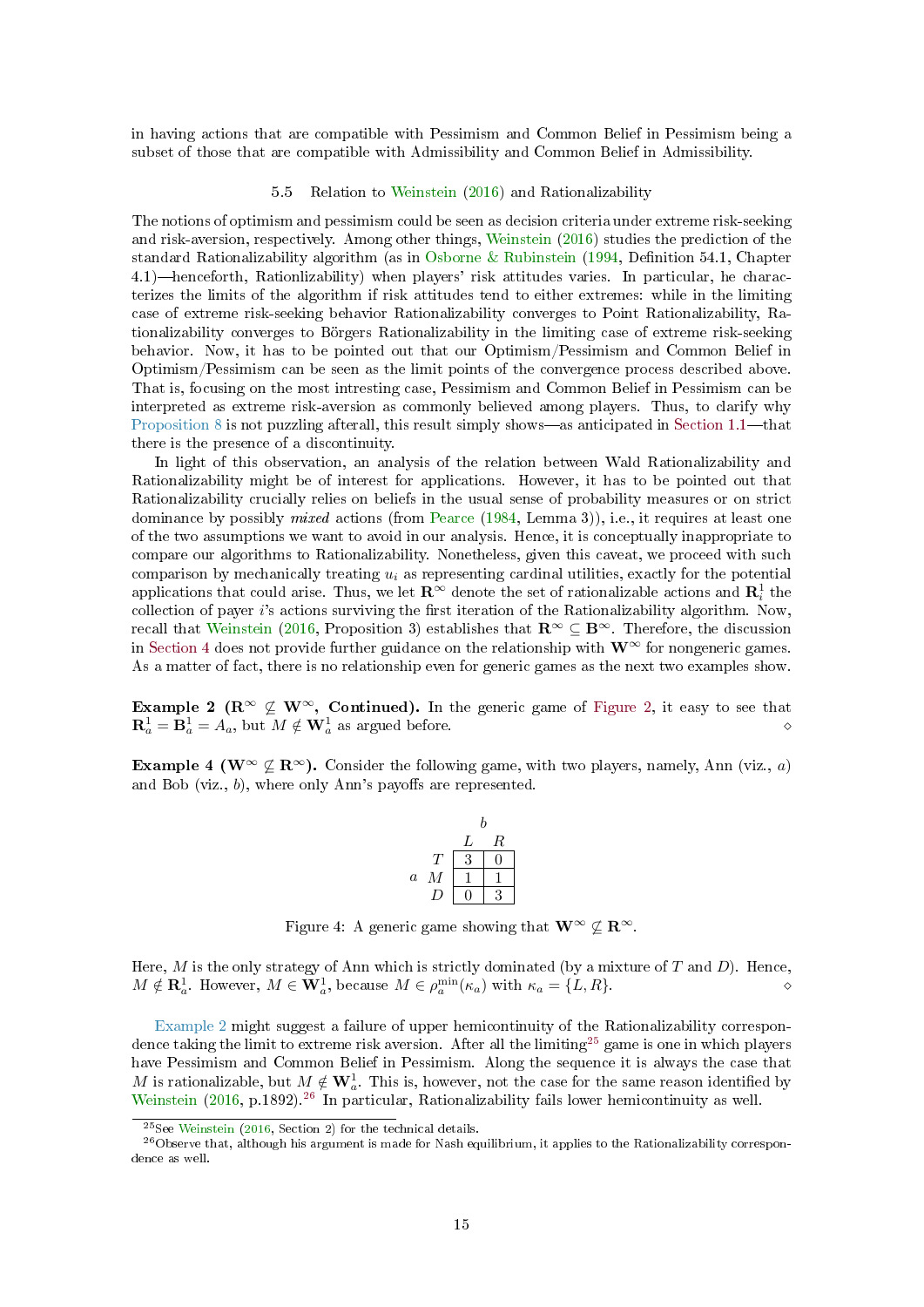in having actions that are compatible with Pessimism and Common Belief in Pessimism being a subset of those that are compatible with Admissibility and Common Belief in Admissibility.

### 5.5 Relation to Weinstein (2016) and Rationalizability

The notions of optimism and pessimism could be seen as decision criteria under extreme risk-seeking and risk-aversion, respectively. Among other things, Weinstein (2016) studies the prediction of the standard Rationalizability algorithm (as in Osborne & Rubinstein (1994, Definition 54.1, Chapter 4.1)—henceforth, Rationlizability) when players' risk attitudes varies. In particular, he characterizes the limits of the algorithm if risk attitudes tend to either extremes: while in the limiting case of extreme risk-seeking behavior Rationalizability converges to Point Rationalizability, Rationalizability converges to Börgers Rationalizability in the limiting case of extreme risk-seeking behavior. Now, it has to be pointed out that our Optimism/Pessimism and Common Belief in Optimism/Pessimism can be seen as the limit points of the convergence process described above. That is, focusing on the most intresting case, Pessimism and Common Belief in Pessimism can be interpreted as extreme risk-aversion as commonly believed among players. Thus, to clarify why Proposition 8 is not puzzling afterall, this result simply shows—as anticipated in Section 1.1—that there is the presence of a discontinuity.

In light of this observation, an analysis of the relation between Wald Rationalizability and Rationalizability might be of interest for applications. However, it has to be pointed out that Rationalizability crucially relies on beliefs in the usual sense of probability measures or on strict dominance by possibly *mixed* actions (from Pearce (1984, Lemma 3)), i.e., it requires at least one of the two assumptions we want to avoid in our analysis. Hence, it is conceptually inappropriate to compare our algorithms to Rationalizability. Nonetheless, given this caveat, we proceed with such comparison by mechanically treating $u_i$ as representing cardinal utilities, exactly for the potential applications that could arise. Thus, we let $\mathbf{R}^\infty$ denote the set of rationalizable actions and $\mathbf{R}^1_i$ the collection of payer $i$'s actions surviving the first iteration of the Rationalizability algorithm. Now, recall that Weinstein (2016, Proposition 3) establishes that $\mathbf{R}^\infty \subseteq \mathbf{B}^\infty$. Therefore, the discussion in Section 4 does not provide further guidance on the relationship with $\mathbf{W}^\infty$ for nongeneric games. As a matter of fact, there is no relationship even for generic games as the next two examples show.

**Example 2 ($\mathbf{R}^\infty \not\subseteq \mathbf{W}^\infty$, Continued).** In the generic game of Figure 2, it easy to see that $\mathbf{R}^1_a = \mathbf{B}^1_a = A_a$, but $M \notin \mathbf{W}^1_a$ as argued before. ⋄

**Example 4 ($\mathbf{W}^\infty \not\subseteq \mathbf{R}^\infty$).** Consider the following game, with two players, namely, Ann (viz., $a$) and Bob (viz., $b$), where only Ann's payoffs are represented.

| $a$ \ $b$ | $L$ | $R$ |
|---|---|---|
| $T$ | 3 | 0 |
| $M$ | 1 | 1 |
| $D$ | 0 | 3 |

Figure 4: A generic game showing that $\mathbf{W}^\infty \not\subseteq \mathbf{R}^\infty$.

Here, $M$ is the only strategy of Ann which is strictly dominated (by a mixture of $T$ and $D$). Hence, $M \notin \mathbf{R}^1_a$. However, $M \in \mathbf{W}^1_a$, because $M \in \rho^{\min}_a(\kappa_a)$ with $\kappa_a = \{L, R\}$. ⋄

Example 2 might suggest a failure of upper hemicontinuity of the Rationalizability correspondence taking the limit to extreme risk aversion. After all the limiting[25] game is one in which players have Pessimism and Common Belief in Pessimism. Along the sequence it is always the case that $M$ is rationalizable, but $M \notin \mathbf{W}^1_a$. This is, however, not the case for the same reason identified by Weinstein (2016, p.1892).[26] In particular, Rationalizability fails lower hemicontinuity as well.

[25] See Weinstein (2016, Section 2) for the technical details.

[26] Observe that, although his argument is made for Nash equilibrium, it applies to the Rationalizability correspondence as well.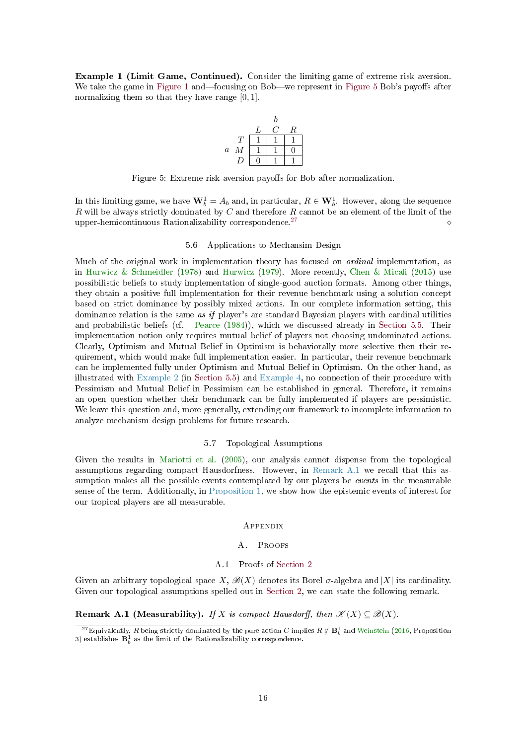**Example 1 (Limit Game, Continued).** Consider the limiting game of extreme risk aversion. We take the game in Figure 1 and—focusing on Bob—we represent in Figure 5 Bob's payoffs after normalizing them so that they have range $[0, 1]$.

| | | $b$ | | |
|---|---|---|---|---|
| | | $L$ | $C$ | $R$ |
| | $T$ | 1 | 1 | 1 |
| $a$ | $M$ | 1 | 1 | 0 |
| | $D$ | 0 | 1 | 1 |

Figure 5: Extreme risk-aversion payoffs for Bob after normalization.

In this limiting game, we have $\mathbf{W}_b^1 = A_b$ and, in particular, $R \in \mathbf{W}_b^1$. However, along the sequence $R$ will be always strictly dominated by $C$ and therefore $R$ cannot be an element of the limit of the upper-hemicontinuous Rationalizability correspondence.[27] ◇

### 5.6 Applications to Mechansim Design

Much of the original work in implementation theory has focused on *ordinal* implementation, as in Hurwicz & Schmeidler (1978) and Hurwicz (1979). More recently, Chen & Micali (2015) use possibilistic beliefs to study implementation of single-good auction formats. Among other things, they obtain a positive full implementation for their revenue benchmark using a solution concept based on strict dominance by possibly mixed actions. In our complete information setting, this dominance relation is the same *as if* player's are standard Bayesian players with cardinal utilities and probabilistic beliefs (cf. Pearce (1984)), which we discussed already in Section 5.5. Their implementation notion only requires mutual belief of players not choosing undominated actions. Clearly, Optimism and Mutual Belief in Optimism is behaviorally more selective then their requirement, which would make full implementation easier. In particular, their revenue benchmark can be implemented fully under Optimism and Mutual Belief in Optimism. On the other hand, as illustrated with Example 2 (in Section 5.5) and Example 4, no connection of their procedure with Pessimism and Mutual Belief in Pessimism can be established in general. Therefore, it remains an open question whether their benchmark can be fully implemented if players are pessimistic. We leave this question and, more generally, extending our framework to incomplete information to analyze mechanism design problems for future research.

### 5.7 Topological Assumptions

Given the results in Mariotti et al. (2005), our analysis cannot dispense from the topological assumptions regarding compact Hausdorfness. However, in Remark A.1 we recall that this assumption makes all the possible events contemplated by our players be *events* in the measurable sense of the term. Additionally, in Proposition 1, we show how the epistemic events of interest for our tropical players are all measurable.

# Appendix

## A. Proofs

### A.1 Proofs of Section 2

Given an arbitrary topological space $X$, $\mathscr{B}(X)$ denotes its Borel $\sigma$-algebra and $|X|$ its cardinality. Given our topological assumptions spelled out in Section 2, we can state the following remark.

**Remark A.1 (Measurability).** *If $X$ is compact Hausdorff, then $\mathscr{K}(X) \subseteq \mathscr{B}(X)$.*

[27] Equivalently, $R$ being strictly dominated by the pure action $C$ implies $R \notin \mathbf{B}_b^1$ and Weinstein (2016, Proposition 3) establishes $\mathbf{B}_b^1$ as the limit of the Rationalizability correspondence.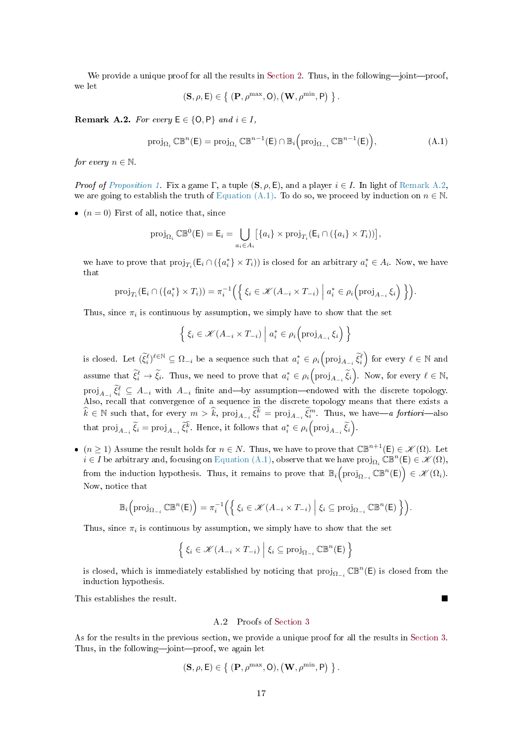We provide a unique proof for all the results in Section 2. Thus, in the following—joint—proof, we let

$$(\mathbf{S}, \rho, \mathsf{E}) \in \left\{ \, (\mathbf{P}, \rho^{\max}, \mathsf{O}), (\mathbf{W}, \rho^{\min}, \mathsf{P}) \, \right\}.$$

**Remark A.2.** *For every* $\mathsf{E} \in \{\mathsf{O}, \mathsf{P}\}$ *and* $i \in I$,

$$\operatorname{proj}_{\Omega_i} \mathbb{CB}^n(\mathsf{E}) = \operatorname{proj}_{\Omega_i} \mathbb{CB}^{n-1}(\mathsf{E}) \cap \mathbb{B}_i\Big(\operatorname{proj}_{\Omega_{-i}} \mathbb{CB}^{n-1}(\mathsf{E})\Big), \tag{A.1}$$

*for every* $n \in \mathbb{N}$.

*Proof of Proposition 1.* Fix a game $\Gamma$, a tuple $(\mathbf{S}, \rho, \mathsf{E})$, and a player $i \in I$. In light of Remark A.2, we are going to establish the truth of Equation (A.1). To do so, we proceed by induction on $n \in \mathbb{N}$.

- ($n = 0$) First of all, notice that, since

$$\operatorname{proj}_{\Omega_i} \mathbb{CB}^0(\mathsf{E}) = \mathsf{E}_i = \bigcup_{a_i \in A_i} \big[\{a_i\} \times \operatorname{proj}_{T_i}(\mathsf{E}_i \cap (\{a_i\} \times T_i))\big],$$

  we have to prove that $\operatorname{proj}_{T_i}(\mathsf{E}_i \cap (\{a_i^*\} \times T_i))$ is closed for an arbitrary $a_i^* \in A_i$. Now, we have that

$$\operatorname{proj}_{T_i}(\mathsf{E}_i \cap (\{a_i^*\} \times T_i)) = \pi_i^{-1}\Big(\Big\{ \, \xi_i \in \mathscr{K}(A_{-i} \times T_{-i}) \, \Big| \, a_i^* \in \rho_i\Big(\operatorname{proj}_{A_{-i}} \xi_i\Big) \, \Big\}\Big).$$

  Thus, since $\pi_i$ is continuous by assumption, we simply have to show that the set

$$\Big\{ \, \xi_i \in \mathscr{K}(A_{-i} \times T_{-i}) \, \Big| \, a_i^* \in \rho_i\Big(\operatorname{proj}_{A_{-i}} \xi_i\Big) \, \Big\}$$

  is closed. Let $(\widetilde{\xi}_i^\ell)^{\ell \in \mathbb{N}} \subseteq \Omega_{-i}$ be a sequence such that $a_i^* \in \rho_i\Big(\operatorname{proj}_{A_{-i}} \widetilde{\xi}_i^\ell\Big)$ for every $\ell \in \mathbb{N}$ and assume that $\widetilde{\xi}_i^\ell \to \widetilde{\xi}_i$. Thus, we need to prove that $a_i^* \in \rho_i\Big(\operatorname{proj}_{A_{-i}} \widetilde{\xi}_i\Big)$. Now, for every $\ell \in \mathbb{N}$, $\operatorname{proj}_{A_{-i}} \widetilde{\xi}_i^\ell \subseteq A_{-i}$ with $A_{-i}$ finite and—by assumption—endowed with the discrete topology. Also, recall that convergence of a sequence in the discrete topology means that there exists a $\widehat{k} \in \mathbb{N}$ such that, for every $m > \widehat{k}$, $\operatorname{proj}_{A_{-i}} \widetilde{\xi}_i^{\widehat{k}} = \operatorname{proj}_{A_{-i}} \widetilde{\xi}_i^m$. Thus, we have—*a fortiori*—also that $\operatorname{proj}_{A_{-i}} \widetilde{\xi}_i = \operatorname{proj}_{A_{-i}} \widetilde{\xi}_i^{\widehat{k}}$. Hence, it follows that $a_i^* \in \rho_i\Big(\operatorname{proj}_{A_{-i}} \widetilde{\xi}_i\Big)$.

- ($n \geq 1$) Assume the result holds for $n \in N$. Thus, we have to prove that $\mathbb{CB}^{n+1}(\mathsf{E}) \in \mathscr{K}(\Omega)$. Let $i \in I$ be arbitrary and, focusing on Equation (A.1), observe that we have $\operatorname{proj}_{\Omega_i} \mathbb{CB}^n(\mathsf{E}) \in \mathscr{K}(\Omega)$, from the induction hypothesis. Thus, it remains to prove that $\mathbb{B}_i\Big(\operatorname{proj}_{\Omega_{-i}} \mathbb{CB}^n(\mathsf{E})\Big) \in \mathscr{K}(\Omega_i)$. Now, notice that

$$\mathbb{B}_i\Big(\operatorname{proj}_{\Omega_{-i}} \mathbb{CB}^n(\mathsf{E})\Big) = \pi_i^{-1}\Big(\Big\{ \, \xi_i \in \mathscr{K}(A_{-i} \times T_{-i}) \, \Big| \, \xi_i \subseteq \operatorname{proj}_{\Omega_{-i}} \mathbb{CB}^n(\mathsf{E}) \, \Big\}\Big).$$

  Thus, since $\pi_i$ is continuous by assumption, we simply have to show that the set

$$\Big\{ \, \xi_i \in \mathscr{K}(A_{-i} \times T_{-i}) \, \Big| \, \xi_i \subseteq \operatorname{proj}_{\Omega_{-i}} \mathbb{CB}^n(\mathsf{E}) \, \Big\}$$

  is closed, which is immediately established by noticing that $\operatorname{proj}_{\Omega_{-i}} \mathbb{CB}^n(\mathsf{E})$ is closed from the induction hypothesis.

This establishes the result. ■

### A.2 Proofs of Section 3

As for the results in the previous section, we provide a unique proof for all the results in Section 3. Thus, in the following—joint—proof, we again let

$$(\mathbf{S}, \rho, \mathsf{E}) \in \left\{ \, (\mathbf{P}, \rho^{\max}, \mathsf{O}), (\mathbf{W}, \rho^{\min}, \mathsf{P}) \, \right\}.$$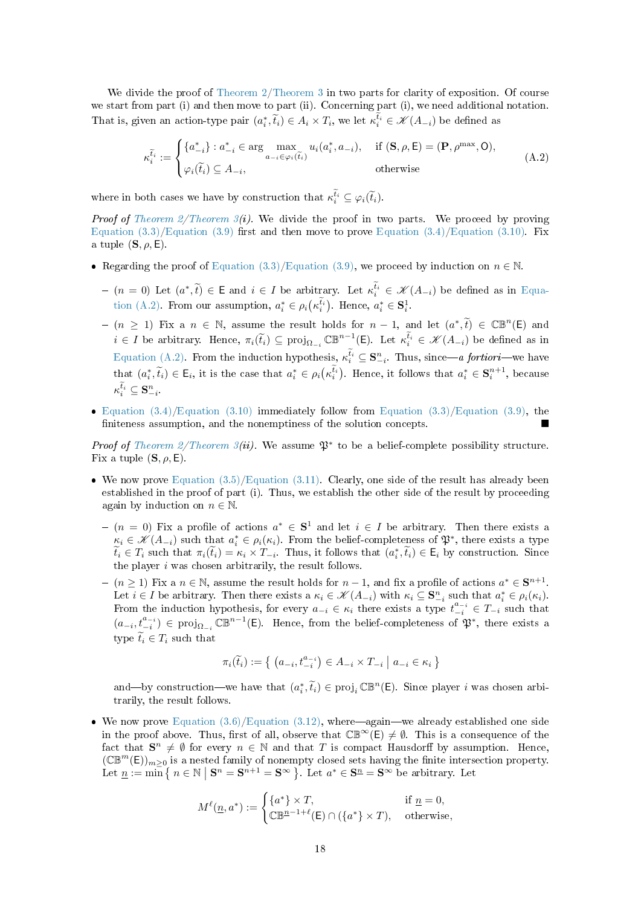We divide the proof of Theorem 2/Theorem 3 in two parts for clarity of exposition. Of course we start from part (i) and then move to part (ii). Concerning part (i), we need additional notation. That is, given an action-type pair $(a_i^*, \widetilde{t}_i) \in A_i \times T_i$, we let $\kappa_i^{\widetilde{t}_i} \in \mathscr{K}(A_{-i})$ be defined as

$$
\kappa_i^{\widetilde{t}_i} := \begin{cases} \{a_{-i}^*\} : a_{-i}^* \in \arg\max\limits_{a_{-i} \in \varphi_i(\widetilde{t}_i)} u_i(a_i^*, a_{-i}), & \text{if } (\mathbf{S}, \rho, \mathsf{E}) = (\mathbf{P}, \rho^{\max}, \mathsf{O}), \\ \varphi_i(\widetilde{t}_i) \subseteq A_{-i}, & \text{otherwise} \end{cases} \tag{A.2}
$$

where in both cases we have by construction that $\kappa_i^{\widetilde{t}_i} \subseteq \varphi_i(\widetilde{t}_i)$.

*Proof of Theorem 2/Theorem 3(i).* We divide the proof in two parts. We proceed by proving Equation (3.3)/Equation (3.9) first and then move to prove Equation (3.4)/Equation (3.10). Fix a tuple $(\mathbf{S}, \rho, \mathsf{E})$.

- Regarding the proof of Equation (3.3)/Equation (3.9), we proceed by induction on $n \in \mathbb{N}$.
  - ($n = 0$) Let $(a^*, \widetilde{t}) \in \mathsf{E}$ and $i \in I$ be arbitrary. Let $\kappa_i^{\widetilde{t}_i} \in \mathscr{K}(A_{-i})$ be defined as in Equation (A.2). From our assumption, $a_i^* \in \rho_i\big(\kappa_i^{\widetilde{t}_i}\big)$. Hence, $a_i^* \in \mathbf{S}_i^1$.
  - ($n \geq 1$) Fix a $n \in \mathbb{N}$, assume the result holds for $n-1$, and let $(a^*, \widetilde{t}) \in \mathbb{CB}^n(\mathsf{E})$ and $i \in I$ be arbitrary. Hence, $\pi_i(\widetilde{t}_i) \subseteq \mathrm{proj}_{\Omega_{-i}} \mathbb{CB}^{n-1}(\mathsf{E})$. Let $\kappa_i^{\widetilde{t}_i} \in \mathscr{K}(A_{-i})$ be defined as in Equation (A.2). From the induction hypothesis, $\kappa_i^{\widetilde{t}_i} \subseteq \mathbf{S}_{-i}^n$. Thus, since—*a fortiori*—we have that $(a_i^*, \widetilde{t}_i) \in \mathsf{E}_i$, it is the case that $a_i^* \in \rho_i\big(\kappa_i^{\widetilde{t}_i}\big)$. Hence, it follows that $a_i^* \in \mathbf{S}_i^{n+1}$, because $\kappa_i^{\widetilde{t}_i} \subseteq \mathbf{S}_{-i}^n$.
- Equation (3.4)/Equation (3.10) immediately follow from Equation (3.3)/Equation (3.9), the finiteness assumption, and the nonemptiness of the solution concepts. ■

*Proof of Theorem 2/Theorem 3(ii).* We assume $\mathfrak{P}^*$ to be a belief-complete possibility structure. Fix a tuple $(\mathbf{S}, \rho, \mathsf{E})$.

- We now prove Equation (3.5)/Equation (3.11). Clearly, one side of the result has already been established in the proof of part (i). Thus, we establish the other side of the result by proceeding again by induction on $n \in \mathbb{N}$.
  - ($n = 0$) Fix a profile of actions $a^* \in \mathbf{S}^1$ and let $i \in I$ be arbitrary. Then there exists a $\kappa_i \in \mathscr{K}(A_{-i})$ such that $a_i^* \in \rho_i(\kappa_i)$. From the belief-completeness of $\mathfrak{P}^*$, there exists a type $\widetilde{t}_i \in T_i$ such that $\pi_i(\widetilde{t}_i) = \kappa_i \times T_{-i}$. Thus, it follows that $(a_i^*, \widetilde{t}_i) \in \mathsf{E}_i$ by construction. Since the player $i$ was chosen arbitrarily, the result follows.
  - ($n \geq 1$) Fix a $n \in \mathbb{N}$, assume the result holds for $n-1$, and fix a profile of actions $a^* \in \mathbf{S}^{n+1}$. Let $i \in I$ be arbitrary. Then there exists a $\kappa_i \in \mathscr{K}(A_{-i})$ with $\kappa_i \subseteq \mathbf{S}_{-i}^n$ such that $a_i^* \in \rho_i(\kappa_i)$. From the induction hypothesis, for every $a_{-i} \in \kappa_i$ there exists a type $t_{-i}^{a_{-i}} \in T_{-i}$ such that $(a_{-i}, t_{-i}^{a_{-i}}) \in \mathrm{proj}_{\Omega_{-i}} \mathbb{CB}^{n-1}(\mathsf{E})$. Hence, from the belief-completeness of $\mathfrak{P}^*$, there exists a type $\widetilde{t}_i \in T_i$ such that

    $$
    \pi_i(\widetilde{t}_i) := \left\{ \left(a_{-i}, t_{-i}^{a_{-i}}\right) \in A_{-i} \times T_{-i} \;\middle|\; a_{-i} \in \kappa_i \right\}
    $$

    and—by construction—we have that $(a_i^*, \widetilde{t}_i) \in \mathrm{proj}_i \mathbb{CB}^n(\mathsf{E})$. Since player $i$ was chosen arbitrarily, the result follows.
- We now prove Equation (3.6)/Equation (3.12), where—again—we already established one side in the proof above. Thus, first of all, observe that $\mathbb{CB}^\infty(\mathsf{E}) \neq \emptyset$. This is a consequence of the fact that $\mathbf{S}^n \neq \emptyset$ for every $n \in \mathbb{N}$ and that $T$ is compact Hausdorff by assumption. Hence, $(\mathbb{CB}^m(\mathsf{E}))_{m \geq 0}$ is a nested family of nonempty closed sets having the finite intersection property. Let $\underline{n} := \min\left\{ n \in \mathbb{N} \;\middle|\; \mathbf{S}^n = \mathbf{S}^{n+1} = \mathbf{S}^\infty \right\}$. Let $a^* \in \mathbf{S}^{\underline{n}} = \mathbf{S}^\infty$ be arbitrary. Let

$$
M^\ell(\underline{n}, a^*) := \begin{cases} \{a^*\} \times T, & \text{if } \underline{n} = 0, \\ \mathbb{CB}^{\underline{n}-1+\ell}(\mathsf{E}) \cap (\{a^*\} \times T), & \text{otherwise,} \end{cases}
$$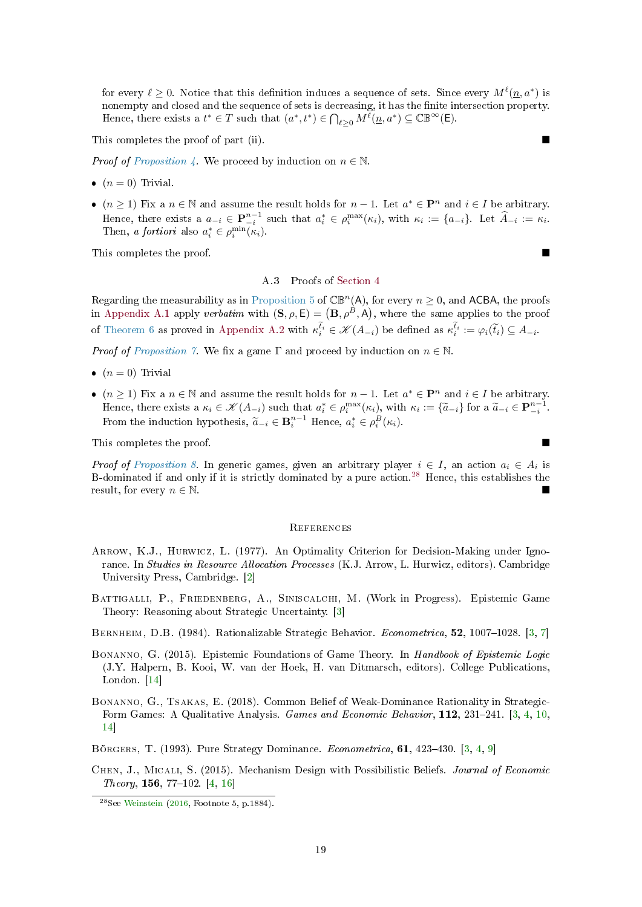for every $\ell \geq 0$. Notice that this definition induces a sequence of sets. Since every $M^\ell(\underline{n}, a^*)$ is nonempty and closed and the sequence of sets is decreasing, it has the finite intersection property. Hence, there exists a $t^* \in T$ such that $(a^*, t^*) \in \bigcap_{\ell \geq 0} M^\ell(\underline{n}, a^*) \subseteq \mathbb{CB}^\infty(\mathsf{E})$.

This completes the proof of part (ii). ∎

*Proof of Proposition 4.* We proceed by induction on $n \in \mathbb{N}$.

- $(n = 0)$ Trivial.
- $(n \geq 1)$ Fix a $n \in \mathbb{N}$ and assume the result holds for $n-1$. Let $a^* \in \mathbf{P}^n$ and $i \in I$ be arbitrary. Hence, there exists a $a_{-i} \in \mathbf{P}^{n-1}_{-i}$ such that $a^*_i \in \rho^{\max}_i(\kappa_i)$, with $\kappa_i := \{a_{-i}\}$. Let $\widehat{A}_{-i} := \kappa_i$. Then, *a fortiori* also $a^*_i \in \rho^{\min}_i(\kappa_i)$.

This completes the proof. ∎

### A.3 Proofs of Section 4

Regarding the measurability as in Proposition 5 of $\mathbb{CB}^n(\mathsf{A})$, for every $n \geq 0$, and $\mathsf{ACBA}$, the proofs in Appendix A.1 apply *verbatim* with $(\mathbf{S}, \rho, \mathsf{E}) = (\mathbf{B}, \rho^B, \mathsf{A})$, where the same applies to the proof of Theorem 6 as proved in Appendix A.2 with $\kappa^{\widetilde{t}_i}_i \in \mathscr{K}(A_{-i})$ be defined as $\kappa^{\widetilde{t}_i}_i := \varphi_i(\widetilde{t}_i) \subseteq A_{-i}$.

*Proof of Proposition 7.* We fix a game $\Gamma$ and proceed by induction on $n \in \mathbb{N}$.

- $(n = 0)$ Trivial
- $(n \geq 1)$ Fix a $n \in \mathbb{N}$ and assume the result holds for $n-1$. Let $a^* \in \mathbf{P}^n$ and $i \in I$ be arbitrary. Hence, there exists a $\kappa_i \in \mathscr{K}(A_{-i})$ such that $a^*_i \in \rho^{\max}_i(\kappa_i)$, with $\kappa_i := \{\widetilde{a}_{-i}\}$ for a $\widetilde{a}_{-i} \in \mathbf{P}^{n-1}_{-i}$. From the induction hypothesis, $\widetilde{a}_{-i} \in \mathbf{B}^{n-1}_i$ Hence, $a^*_i \in \rho^B_i(\kappa_i)$.

This completes the proof. ∎

*Proof of Proposition 8.* In generic games, given an arbitrary player $i \in I$, an action $a_i \in A_i$ is B-dominated if and only if it is strictly dominated by a pure action.[28] Hence, this establishes the result, for every $n \in \mathbb{N}$. ∎

## References

Arrow, K.J., Hurwicz, L. (1977). An Optimality Criterion for Decision-Making under Ignorance. In *Studies in Resource Allocation Processes* (K.J. Arrow, L. Hurwicz, editors). Cambridge University Press, Cambridge. [2]

Battigalli, P., Friedenberg, A., Siniscalchi, M. (Work in Progress). Epistemic Game Theory: Reasoning about Strategic Uncertainty. [3]

Bernheim, D.B. (1984). Rationalizable Strategic Behavior. *Econometrica*, **52**, 1007–1028. [3, 7]

Bonanno, G. (2015). Epistemic Foundations of Game Theory. In *Handbook of Epistemic Logic* (J.Y. Halpern, B. Kooi, W. van der Hoek, H. van Ditmarsch, editors). College Publications, London. [14]

Bonanno, G., Tsakas, E. (2018). Common Belief of Weak-Dominance Rationality in Strategic-Form Games: A Qualitative Analysis. *Games and Economic Behavior*, **112**, 231–241. [3, 4, 10, 14]

Börgers, T. (1993). Pure Strategy Dominance. *Econometrica*, **61**, 423–430. [3, 4, 9]

Chen, J., Micali, S. (2015). Mechanism Design with Possibilistic Beliefs. *Journal of Economic Theory*, **156**, 77–102. [4, 16]

[28] See Weinstein (2016, Footnote 5, p.1884).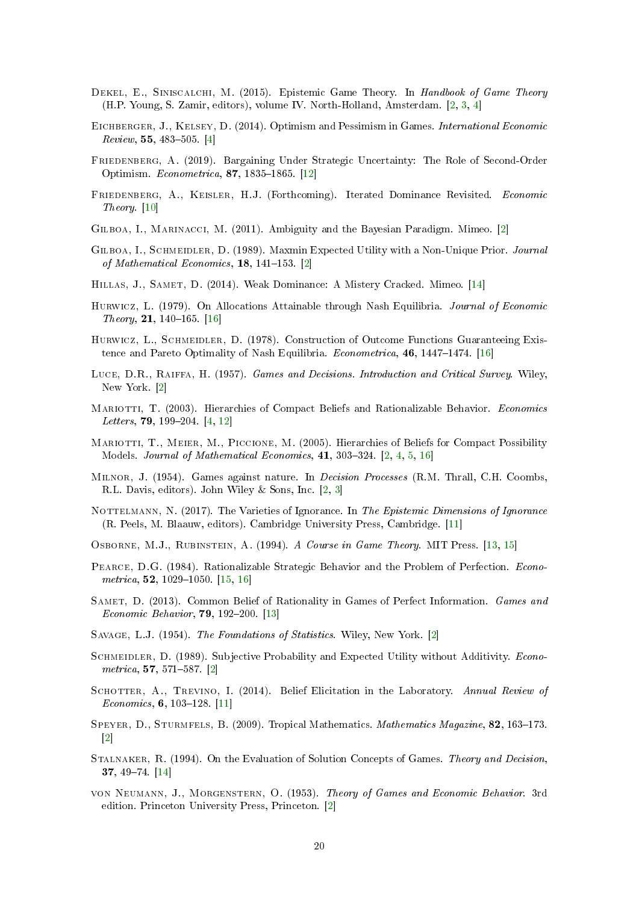Dekel, E., Siniscalchi, M. (2015). Epistemic Game Theory. In *Handbook of Game Theory* (H.P. Young, S. Zamir, editors), volume IV. North-Holland, Amsterdam. [2, 3, 4]

Eichberger, J., Kelsey, D. (2014). Optimism and Pessimism in Games. *International Economic Review*, **55**, 483–505. [4]

Friedenberg, A. (2019). Bargaining Under Strategic Uncertainty: The Role of Second-Order Optimism. *Econometrica*, **87**, 1835–1865. [12]

Friedenberg, A., Keisler, H.J. (Forthcoming). Iterated Dominance Revisited. *Economic Theory*. [10]

Gilboa, I., Marinacci, M. (2011). Ambiguity and the Bayesian Paradigm. Mimeo. [2]

Gilboa, I., Schmeidler, D. (1989). Maxmin Expected Utility with a Non-Unique Prior. *Journal of Mathematical Economics*, **18**, 141–153. [2]

Hillas, J., Samet, D. (2014). Weak Dominance: A Mistery Cracked. Mimeo. [14]

Hurwicz, L. (1979). On Allocations Attainable through Nash Equilibria. *Journal of Economic Theory*, **21**, 140–165. [16]

Hurwicz, L., Schmeidler, D. (1978). Construction of Outcome Functions Guaranteeing Existence and Pareto Optimality of Nash Equilibria. *Econometrica*, **46**, 1447–1474. [16]

Luce, D.R., Raiffa, H. (1957). *Games and Decisions. Introduction and Critical Survey*. Wiley, New York. [2]

Mariotti, T. (2003). Hierarchies of Compact Beliefs and Rationalizable Behavior. *Economics Letters*, **79**, 199–204. [4, 12]

Mariotti, T., Meier, M., Piccione, M. (2005). Hierarchies of Beliefs for Compact Possibility Models. *Journal of Mathematical Economics*, **41**, 303–324. [2, 4, 5, 16]

Milnor, J. (1954). Games against nature. In *Decision Processes* (R.M. Thrall, C.H. Coombs, R.L. Davis, editors). John Wiley & Sons, Inc. [2, 3]

Nottelmann, N. (2017). The Varieties of Ignorance. In *The Epistemic Dimensions of Ignorance* (R. Peels, M. Blaauw, editors). Cambridge University Press, Cambridge. [11]

Osborne, M.J., Rubinstein, A. (1994). *A Course in Game Theory*. MIT Press. [13, 15]

Pearce, D.G. (1984). Rationalizable Strategic Behavior and the Problem of Perfection. *Econometrica*, **52**, 1029–1050. [15, 16]

Samet, D. (2013). Common Belief of Rationality in Games of Perfect Information. *Games and Economic Behavior*, **79**, 192–200. [13]

Savage, L.J. (1954). *The Foundations of Statistics*. Wiley, New York. [2]

Schmeidler, D. (1989). Subjective Probability and Expected Utility without Additivity. *Econometrica*, **57**, 571–587. [2]

Schotter, A., Trevino, I. (2014). Belief Elicitation in the Laboratory. *Annual Review of Economics*, **6**, 103–128. [11]

Speyer, D., Sturmfels, B. (2009). Tropical Mathematics. *Mathematics Magazine*, **82**, 163–173. [2]

Stalnaker, R. (1994). On the Evaluation of Solution Concepts of Games. *Theory and Decision*, **37**, 49–74. [14]

von Neumann, J., Morgenstern, O. (1953). *Theory of Games and Economic Behavior*. 3rd edition. Princeton University Press, Princeton. [2]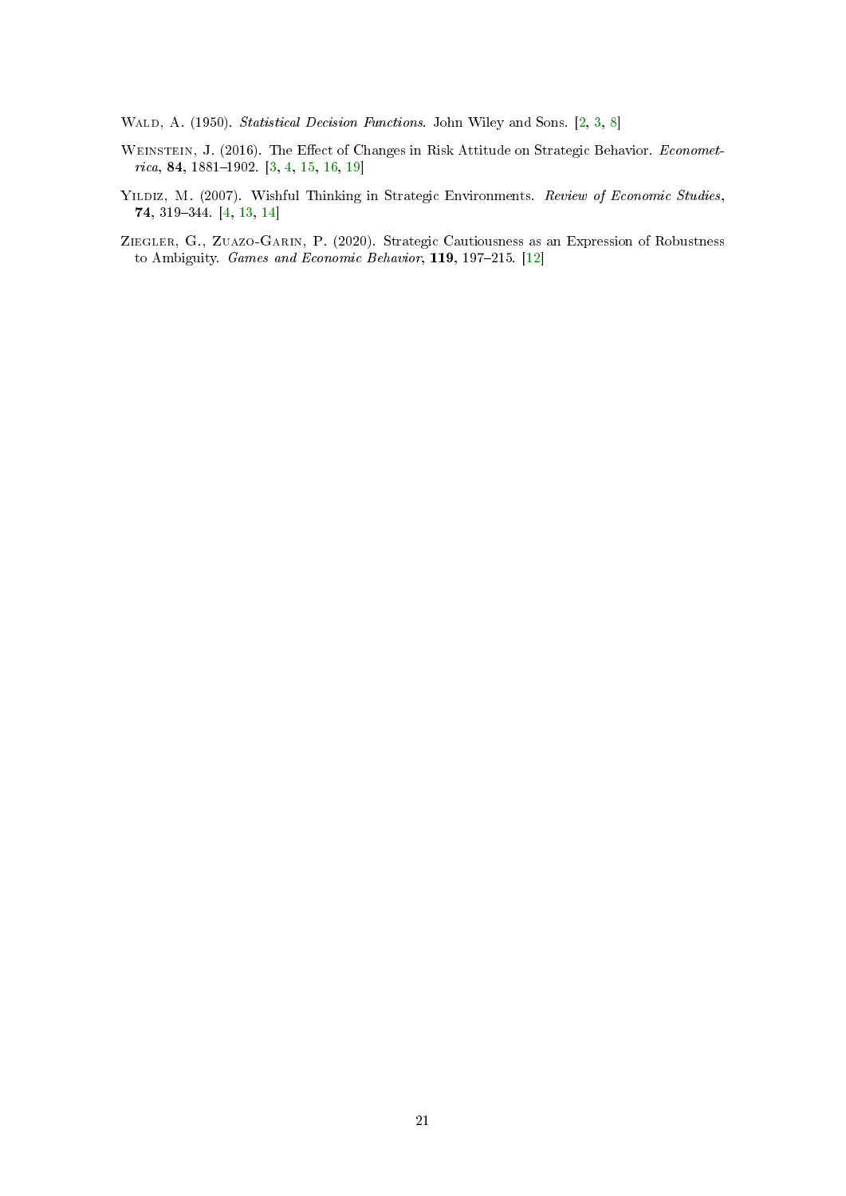Wald, A. (1950). *Statistical Decision Functions*. John Wiley and Sons. [2, 3, 8]

Weinstein, J. (2016). The Effect of Changes in Risk Attitude on Strategic Behavior. *Econometrica*, **84**, 1881–1902. [3, 4, 15, 16, 19]

Yildiz, M. (2007). Wishful Thinking in Strategic Environments. *Review of Economic Studies*, **74**, 319–344. [4, 13, 14]

Ziegler, G., Zuazo-Garin, P. (2020). Strategic Cautiousness as an Expression of Robustness to Ambiguity. *Games and Economic Behavior*, **119**, 197–215. [12]